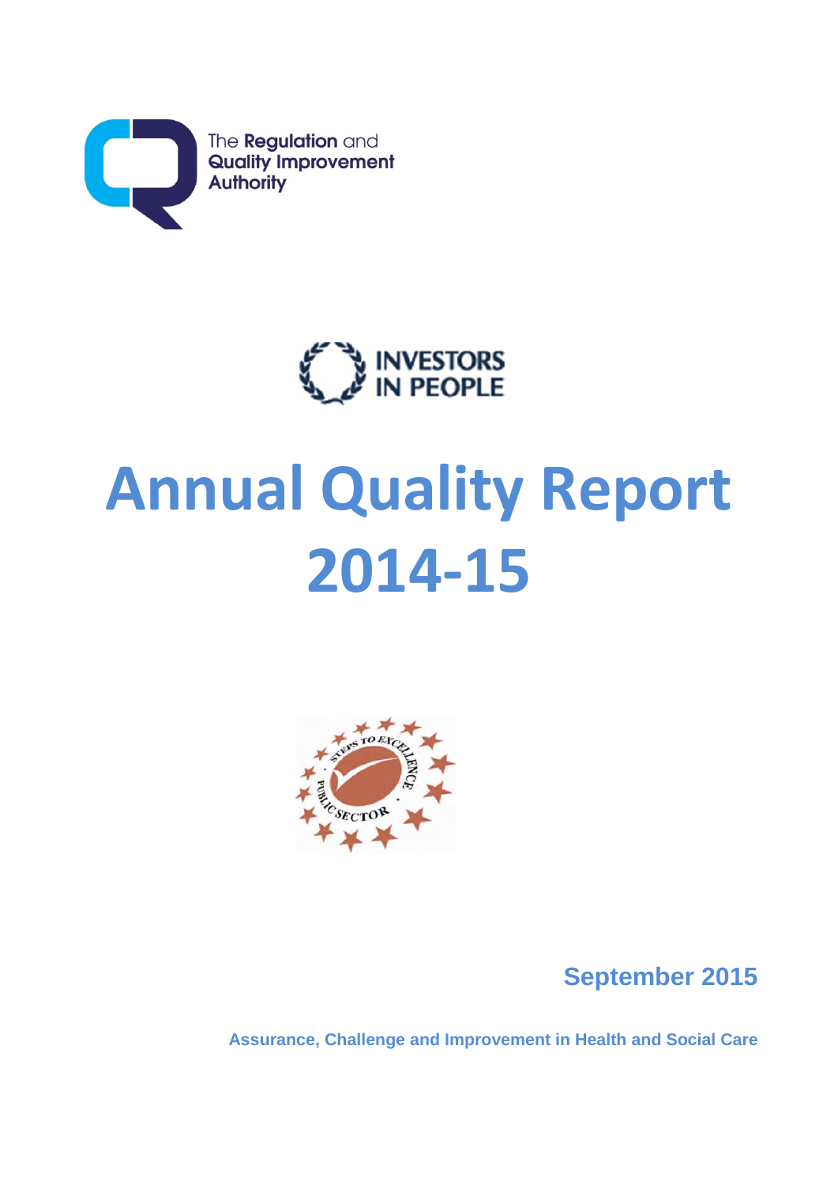The Regulation and Quality Improvement Authority

INVESTORS IN PEOPLE

# Annual Quality Report 2014-15

STEPS TO EXCELLENCE PUBLIC SECTOR

**September 2015**

**Assurance, Challenge and Improvement in Health and Social Care**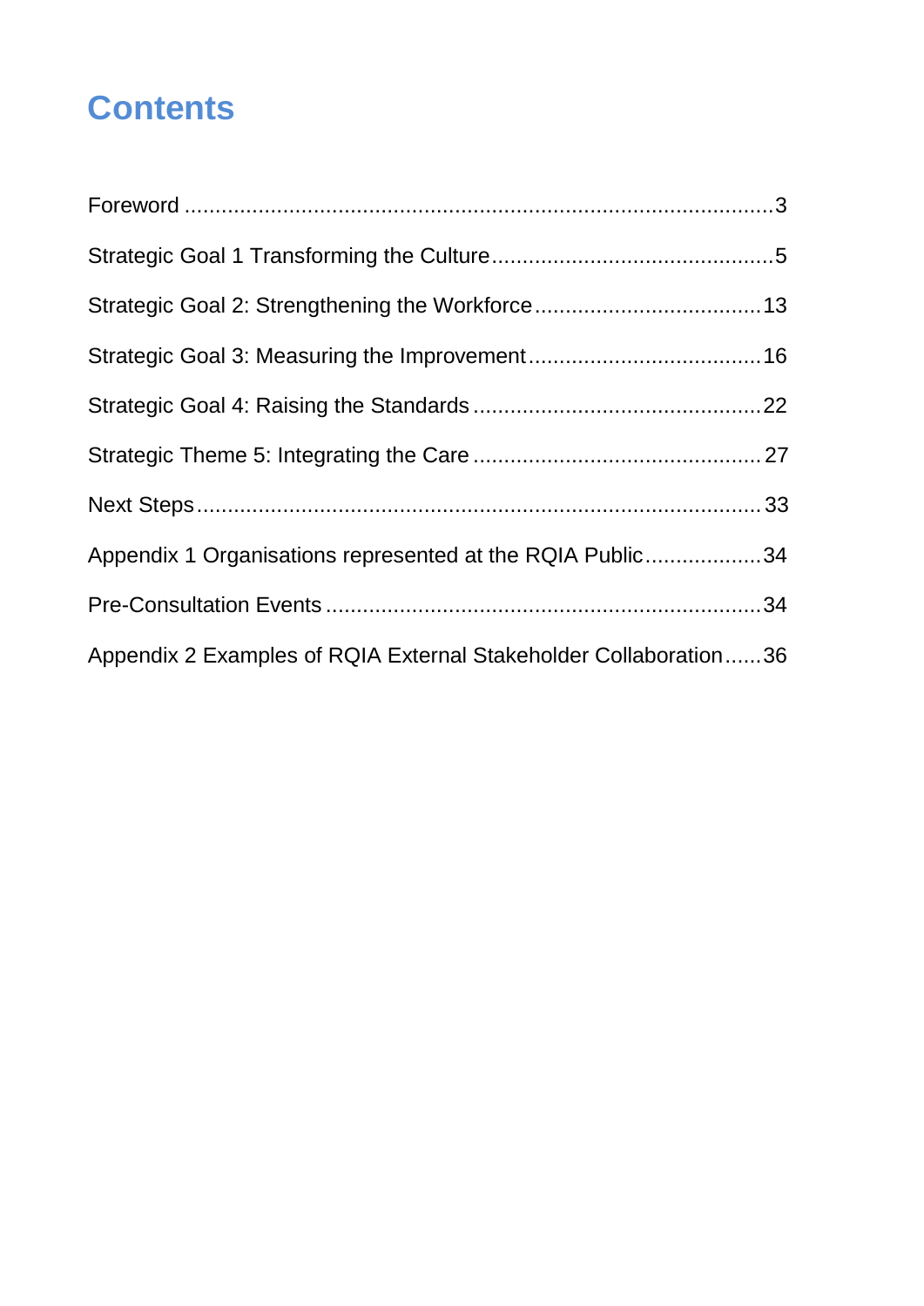# Contents

Foreword ....................................................................................................3

Strategic Goal 1 Transforming the Culture.............................................5

Strategic Goal 2: Strengthening the Workforce....................................13

Strategic Goal 3: Measuring the Improvement.....................................16

Strategic Goal 4: Raising the Standards ..............................................22

Strategic Theme 5: Integrating the Care ..............................................27

Next Steps..........................................................................................33

Appendix 1 Organisations represented at the RQIA Public...................34

Pre-Consultation Events ......................................................................34

Appendix 2 Examples of RQIA External Stakeholder Collaboration......36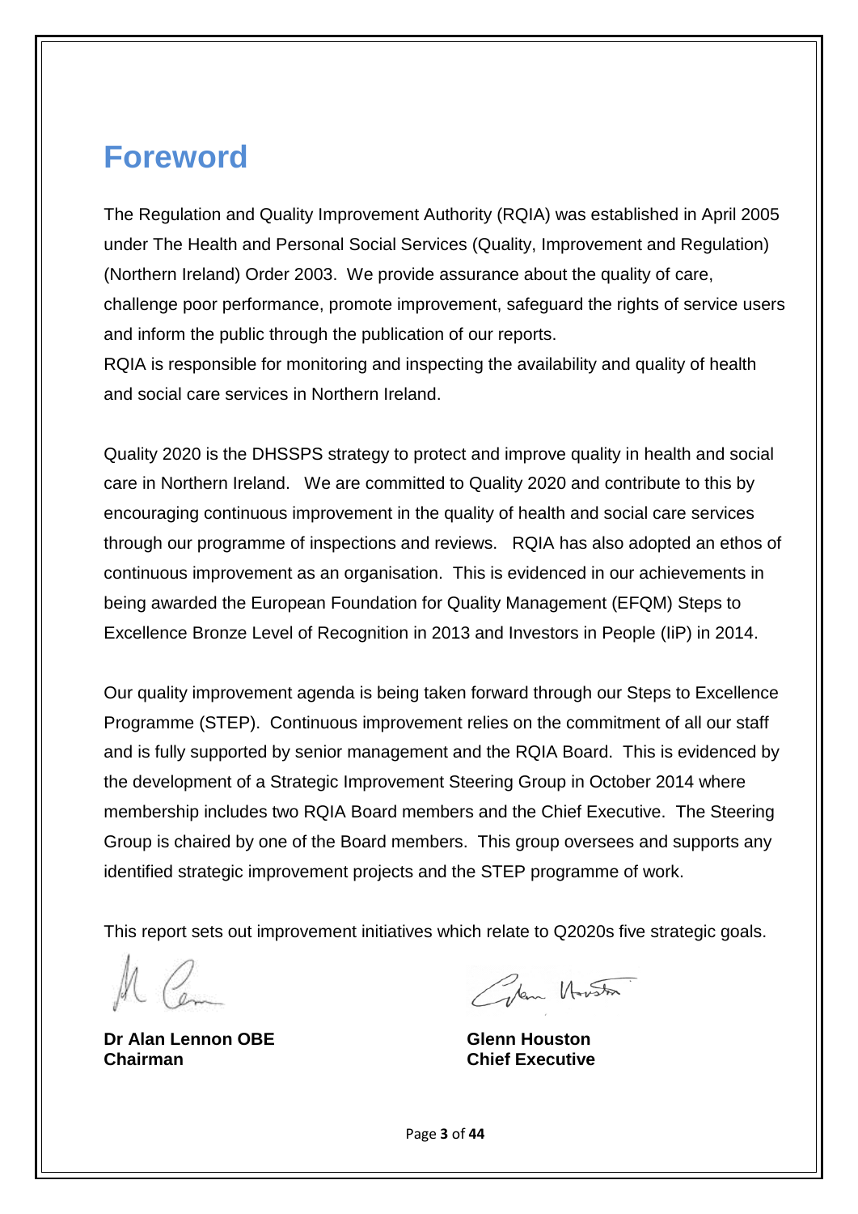# Foreword

The Regulation and Quality Improvement Authority (RQIA) was established in April 2005 under The Health and Personal Social Services (Quality, Improvement and Regulation) (Northern Ireland) Order 2003. We provide assurance about the quality of care, challenge poor performance, promote improvement, safeguard the rights of service users and inform the public through the publication of our reports.
RQIA is responsible for monitoring and inspecting the availability and quality of health and social care services in Northern Ireland.

Quality 2020 is the DHSSPS strategy to protect and improve quality in health and social care in Northern Ireland. We are committed to Quality 2020 and contribute to this by encouraging continuous improvement in the quality of health and social care services through our programme of inspections and reviews. RQIA has also adopted an ethos of continuous improvement as an organisation. This is evidenced in our achievements in being awarded the European Foundation for Quality Management (EFQM) Steps to Excellence Bronze Level of Recognition in 2013 and Investors in People (IiP) in 2014.

Our quality improvement agenda is being taken forward through our Steps to Excellence Programme (STEP). Continuous improvement relies on the commitment of all our staff and is fully supported by senior management and the RQIA Board. This is evidenced by the development of a Strategic Improvement Steering Group in October 2014 where membership includes two RQIA Board members and the Chief Executive. The Steering Group is chaired by one of the Board members. This group oversees and supports any identified strategic improvement projects and the STEP programme of work.

This report sets out improvement initiatives which relate to Q2020s five strategic goals.

**Dr Alan Lennon OBE**
**Chairman**

**Glenn Houston**
**Chief Executive**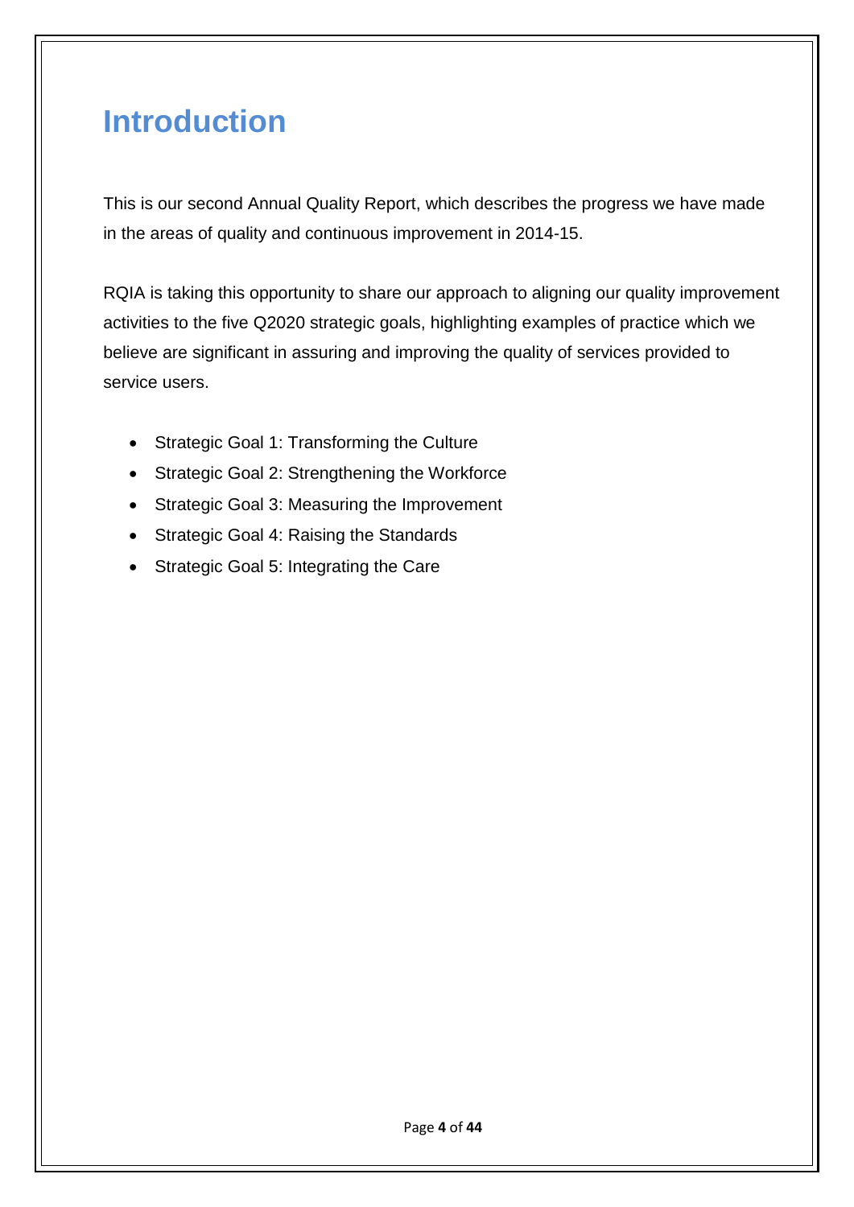# Introduction

This is our second Annual Quality Report, which describes the progress we have made in the areas of quality and continuous improvement in 2014-15.

RQIA is taking this opportunity to share our approach to aligning our quality improvement activities to the five Q2020 strategic goals, highlighting examples of practice which we believe are significant in assuring and improving the quality of services provided to service users.

- Strategic Goal 1: Transforming the Culture
- Strategic Goal 2: Strengthening the Workforce
- Strategic Goal 3: Measuring the Improvement
- Strategic Goal 4: Raising the Standards
- Strategic Goal 5: Integrating the Care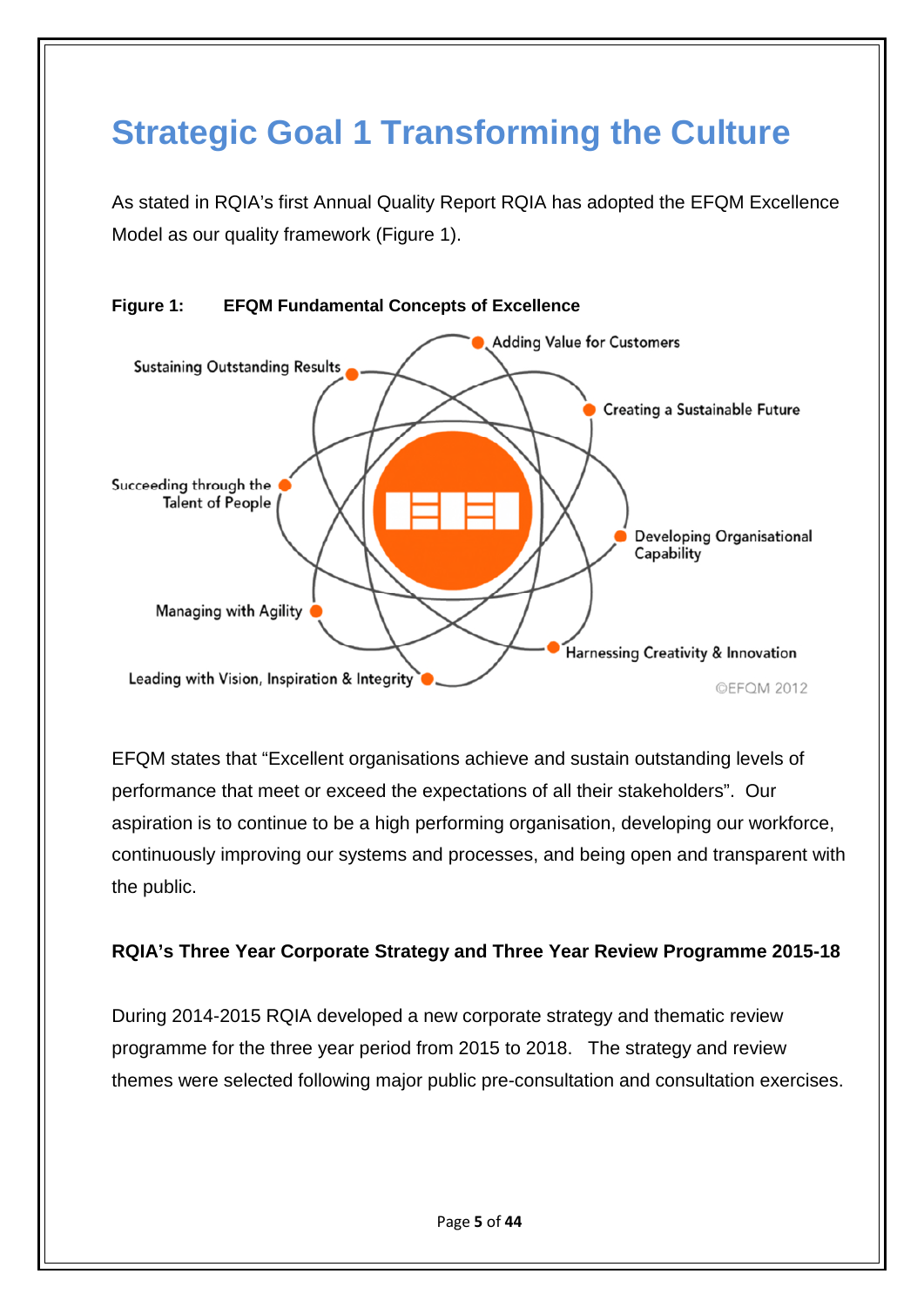# Strategic Goal 1 Transforming the Culture

As stated in RQIA's first Annual Quality Report RQIA has adopted the EFQM Excellence Model as our quality framework (Figure 1).

**Figure 1: EFQM Fundamental Concepts of Excellence**

Adding Value for Customers

Creating a Sustainable Future

Developing Organisational Capability

Harnessing Creativity & Innovation

Leading with Vision, Inspiration & Integrity

Managing with Agility

Succeeding through the Talent of People

Sustaining Outstanding Results

©EFQM 2012

EFQM states that "Excellent organisations achieve and sustain outstanding levels of performance that meet or exceed the expectations of all their stakeholders". Our aspiration is to continue to be a high performing organisation, developing our workforce, continuously improving our systems and processes, and being open and transparent with the public.

**RQIA's Three Year Corporate Strategy and Three Year Review Programme 2015-18**

During 2014-2015 RQIA developed a new corporate strategy and thematic review programme for the three year period from 2015 to 2018. The strategy and review themes were selected following major public pre-consultation and consultation exercises.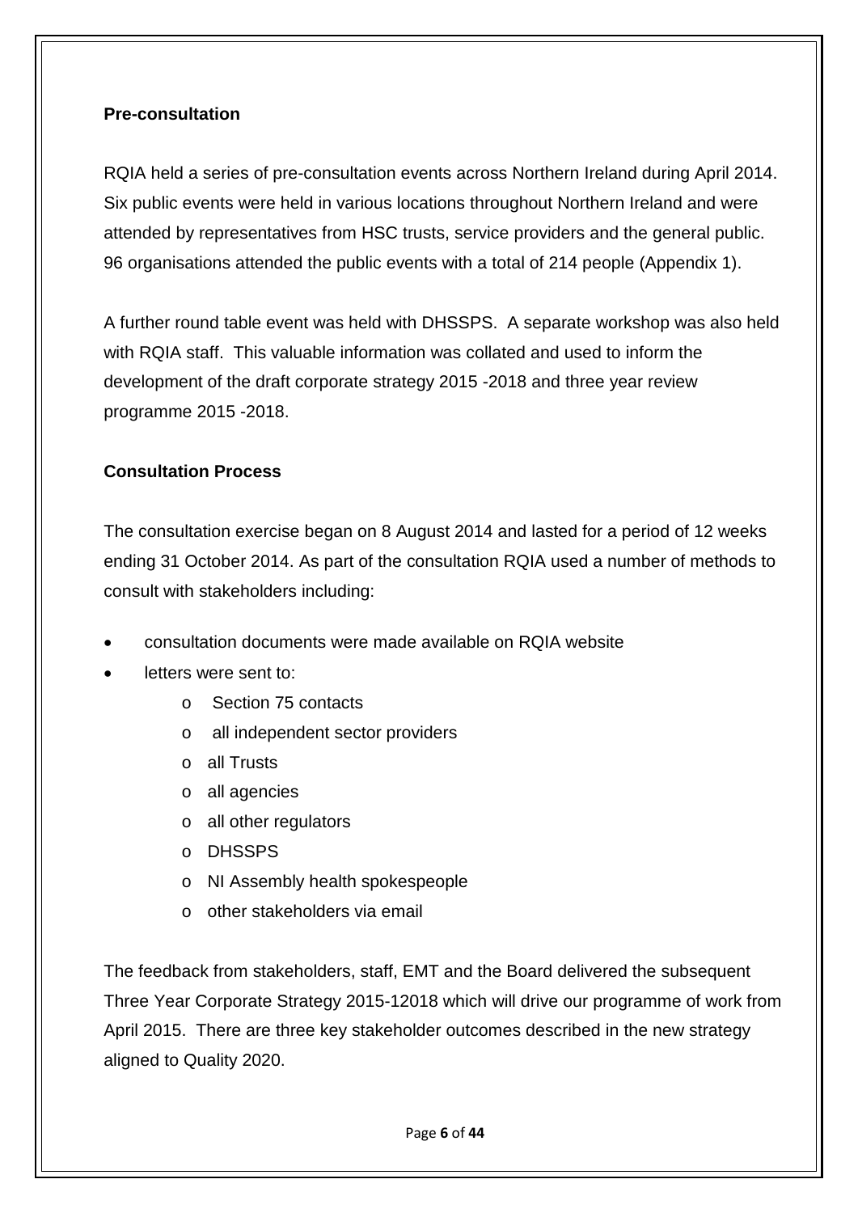**Pre-consultation**

RQIA held a series of pre-consultation events across Northern Ireland during April 2014. Six public events were held in various locations throughout Northern Ireland and were attended by representatives from HSC trusts, service providers and the general public. 96 organisations attended the public events with a total of 214 people (Appendix 1).

A further round table event was held with DHSSPS. A separate workshop was also held with RQIA staff. This valuable information was collated and used to inform the development of the draft corporate strategy 2015 -2018 and three year review programme 2015 -2018.

**Consultation Process**

The consultation exercise began on 8 August 2014 and lasted for a period of 12 weeks ending 31 October 2014. As part of the consultation RQIA used a number of methods to consult with stakeholders including:

- consultation documents were made available on RQIA website
- letters were sent to:
  - Section 75 contacts
  - all independent sector providers
  - all Trusts
  - all agencies
  - all other regulators
  - DHSSPS
  - NI Assembly health spokespeople
  - other stakeholders via email

The feedback from stakeholders, staff, EMT and the Board delivered the subsequent Three Year Corporate Strategy 2015-12018 which will drive our programme of work from April 2015. There are three key stakeholder outcomes described in the new strategy aligned to Quality 2020.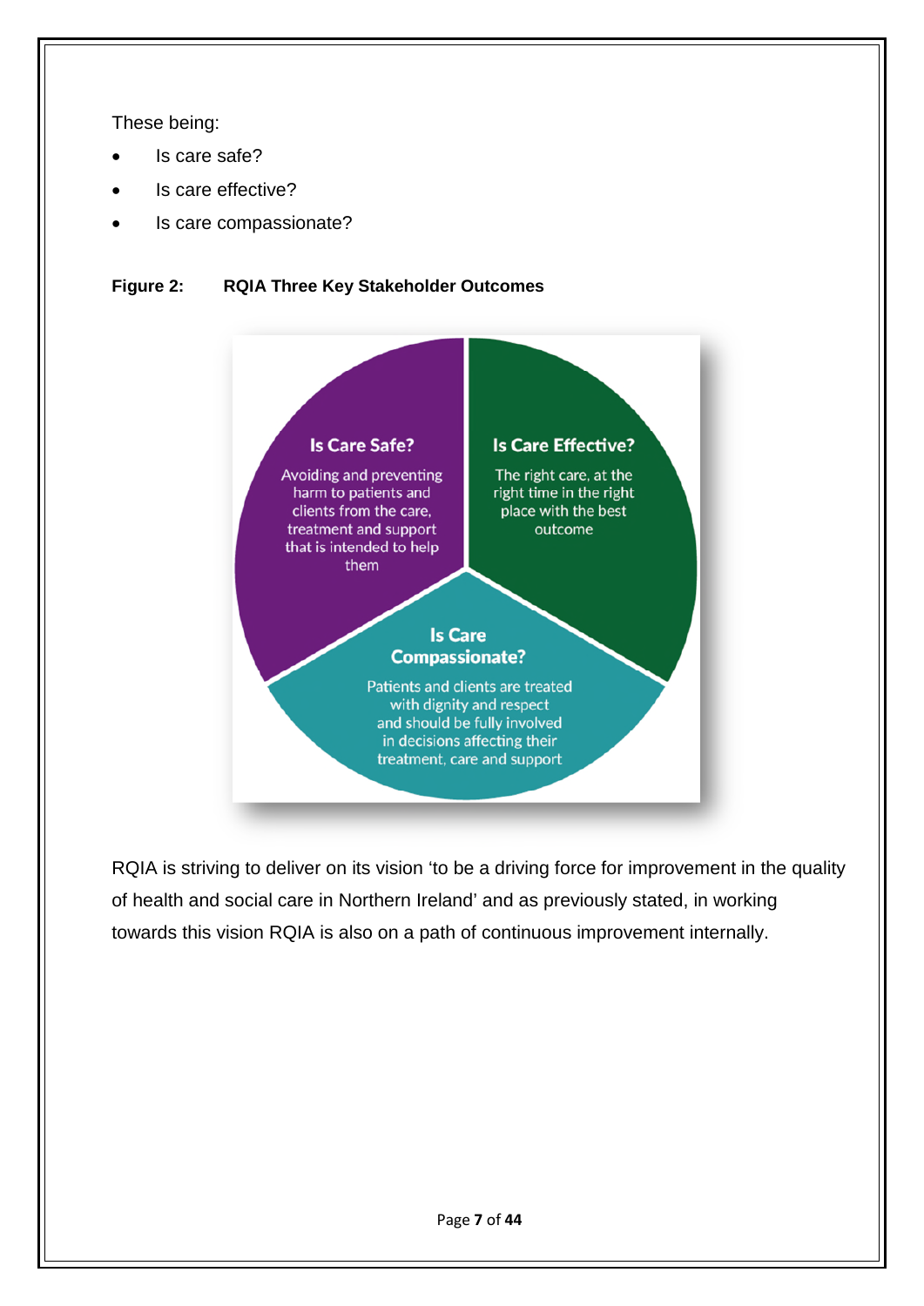These being:

- Is care safe?
- Is care effective?
- Is care compassionate?

**Figure 2: RQIA Three Key Stakeholder Outcomes**

**Is Care Safe?**

Avoiding and preventing harm to patients and clients from the care, treatment and support that is intended to help them

**Is Care Effective?**

The right care, at the right time in the right place with the best outcome

**Is Care Compassionate?**

Patients and clients are treated with dignity and respect and should be fully involved in decisions affecting their treatment, care and support

RQIA is striving to deliver on its vision 'to be a driving force for improvement in the quality of health and social care in Northern Ireland' and as previously stated, in working towards this vision RQIA is also on a path of continuous improvement internally.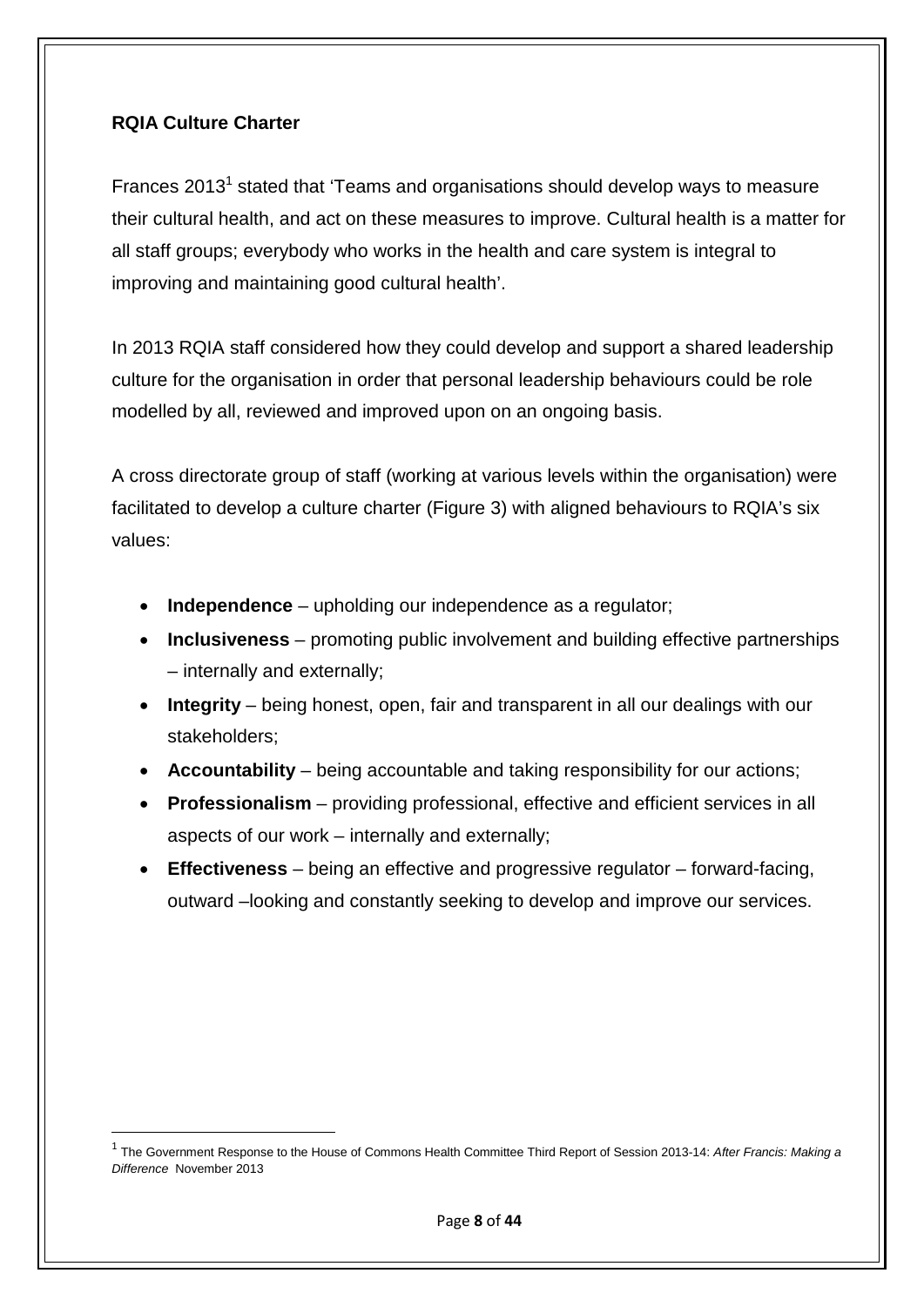**RQIA Culture Charter**

Frances 2013[1] stated that 'Teams and organisations should develop ways to measure their cultural health, and act on these measures to improve. Cultural health is a matter for all staff groups; everybody who works in the health and care system is integral to improving and maintaining good cultural health'.

In 2013 RQIA staff considered how they could develop and support a shared leadership culture for the organisation in order that personal leadership behaviours could be role modelled by all, reviewed and improved upon on an ongoing basis.

A cross directorate group of staff (working at various levels within the organisation) were facilitated to develop a culture charter (Figure 3) with aligned behaviours to RQIA's six values:

- **Independence** – upholding our independence as a regulator;
- **Inclusiveness** – promoting public involvement and building effective partnerships – internally and externally;
- **Integrity** – being honest, open, fair and transparent in all our dealings with our stakeholders;
- **Accountability** – being accountable and taking responsibility for our actions;
- **Professionalism** – providing professional, effective and efficient services in all aspects of our work – internally and externally;
- **Effectiveness** – being an effective and progressive regulator – forward-facing, outward –looking and constantly seeking to develop and improve our services.

[1] The Government Response to the House of Commons Health Committee Third Report of Session 2013-14: *After Francis: Making a Difference* November 2013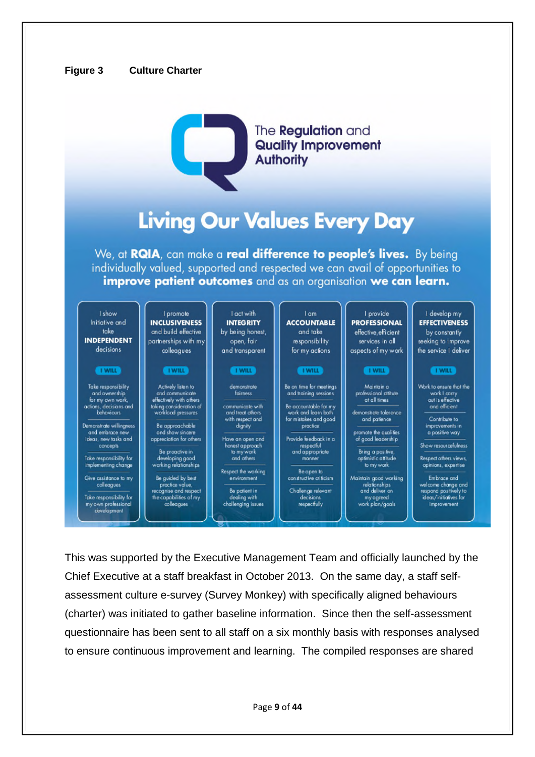**Figure 3 Culture Charter**

The **Regulation** and **Quality Improvement Authority**

# Living Our Values Every Day

We, at **RQIA**, can make a **real difference to people's lives.** By being individually valued, supported and respected we can avail of opportunities to **improve patient outcomes** and as an organisation **we can learn.**

| I show Initiative and take **INDEPENDENT** decisions | I promote **INCLUSIVENESS** and build effective partnerships with my colleagues | I act with **INTEGRITY** by being honest, open, fair and transparent | I am **ACCOUNTABLE** and take responsibility for my actions | I provide **PROFESSIONAL** effective, efficient services in all aspects of my work | I develop my **EFFECTIVENESS** by constantly seeking to improve the service I deliver |
|---|---|---|---|---|---|
| **I WILL** | **I WILL** | **I WILL** | **I WILL** | **I WILL** | **I WILL** |
| Take responsibility and ownership for my own work, actions, decisions and behaviours | Actively listen to and communicate effectively with others taking consideration of workload pressures | demonstrate fairness | Be on time for meetings and training sessions | Maintain a professional attitude at all times | Work to ensure that the work I carry out is effective and efficient |
| Demonstrate willingness and embrace new ideas, new tasks and concepts | Be approachable and show sincere appreciation for others | communicate with and treat others with respect and dignity | Be accountable for my work and learn both for mistakes and good practice | demonstrate tolerance and patience | Contribute to improvements in a positive way |
| Take responsibility for implementing change | Be proactive in developing good working relationships | Have an open and honest approach to my work and others | Provide feedback in a respectful and appropriate manner | promote the qualities of good leadership | Show resourcefulness |
| Give assistance to my colleagues | Be guided by best practice value, recognise and respect the capabilities of my colleagues | Respect the working environment | Be open to constructive criticism | Bring a positive, optimistic attitude to my work | Respect others views, opinions, expertise |
| Take responsibility for my own professional development | | Be patient in dealing with challenging issues | Challenge relevant decisions respectfully | Maintain good working relationships and deliver on my agreed work plan/goals | Embrace and welcome change and respond positively to ideas/initiatives for improvement |

This was supported by the Executive Management Team and officially launched by the Chief Executive at a staff breakfast in October 2013. On the same day, a staff self-assessment culture e-survey (Survey Monkey) with specifically aligned behaviours (charter) was initiated to gather baseline information. Since then the self-assessment questionnaire has been sent to all staff on a six monthly basis with responses analysed to ensure continuous improvement and learning. The compiled responses are shared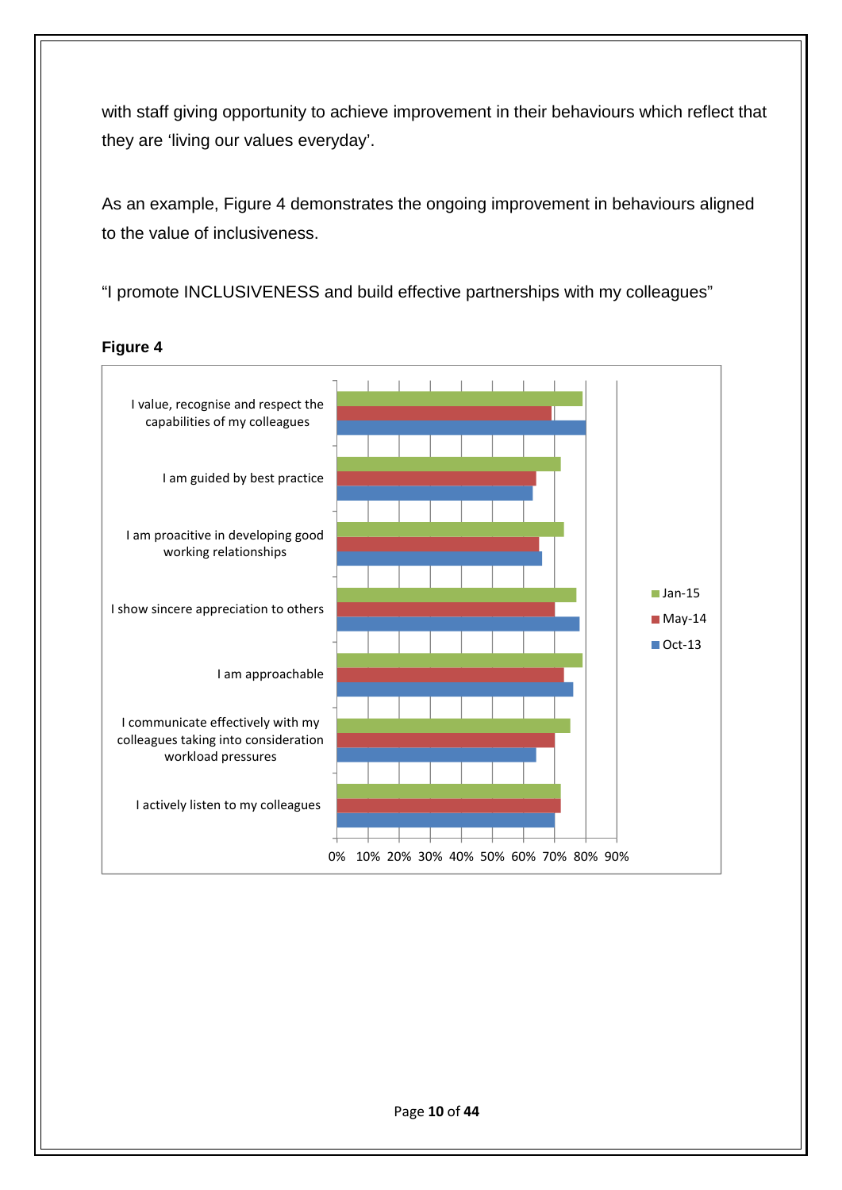with staff giving opportunity to achieve improvement in their behaviours which reflect that they are 'living our values everyday'.

As an example, Figure 4 demonstrates the ongoing improvement in behaviours aligned to the value of inclusiveness.

"I promote INCLUSIVENESS and build effective partnerships with my colleagues"

**Figure 4**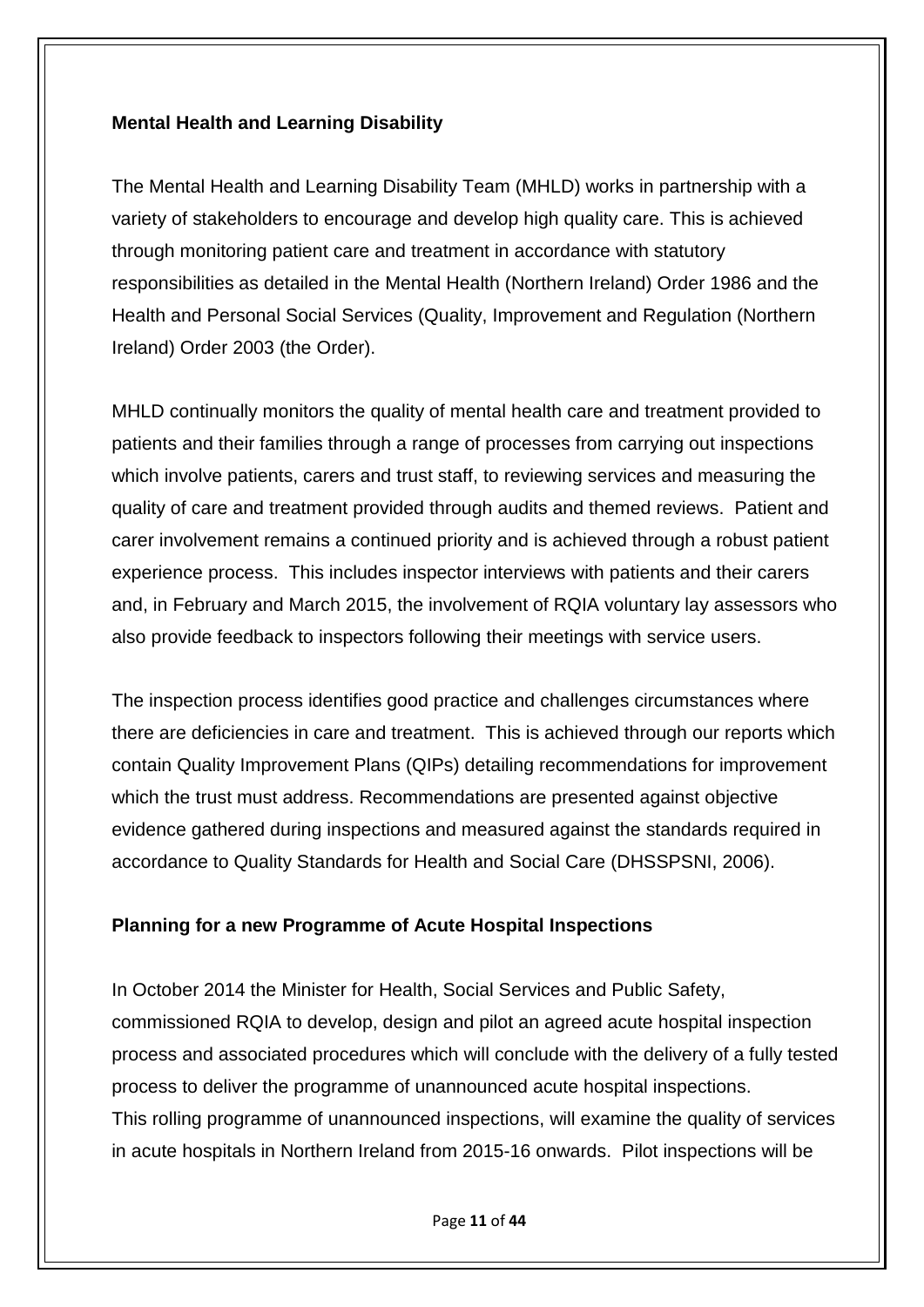## Mental Health and Learning Disability

The Mental Health and Learning Disability Team (MHLD) works in partnership with a variety of stakeholders to encourage and develop high quality care. This is achieved through monitoring patient care and treatment in accordance with statutory responsibilities as detailed in the Mental Health (Northern Ireland) Order 1986 and the Health and Personal Social Services (Quality, Improvement and Regulation (Northern Ireland) Order 2003 (the Order).

MHLD continually monitors the quality of mental health care and treatment provided to patients and their families through a range of processes from carrying out inspections which involve patients, carers and trust staff, to reviewing services and measuring the quality of care and treatment provided through audits and themed reviews. Patient and carer involvement remains a continued priority and is achieved through a robust patient experience process. This includes inspector interviews with patients and their carers and, in February and March 2015, the involvement of RQIA voluntary lay assessors who also provide feedback to inspectors following their meetings with service users.

The inspection process identifies good practice and challenges circumstances where there are deficiencies in care and treatment. This is achieved through our reports which contain Quality Improvement Plans (QIPs) detailing recommendations for improvement which the trust must address. Recommendations are presented against objective evidence gathered during inspections and measured against the standards required in accordance to Quality Standards for Health and Social Care (DHSSPSNI, 2006).

## Planning for a new Programme of Acute Hospital Inspections

In October 2014 the Minister for Health, Social Services and Public Safety, commissioned RQIA to develop, design and pilot an agreed acute hospital inspection process and associated procedures which will conclude with the delivery of a fully tested process to deliver the programme of unannounced acute hospital inspections.
This rolling programme of unannounced inspections, will examine the quality of services in acute hospitals in Northern Ireland from 2015-16 onwards. Pilot inspections will be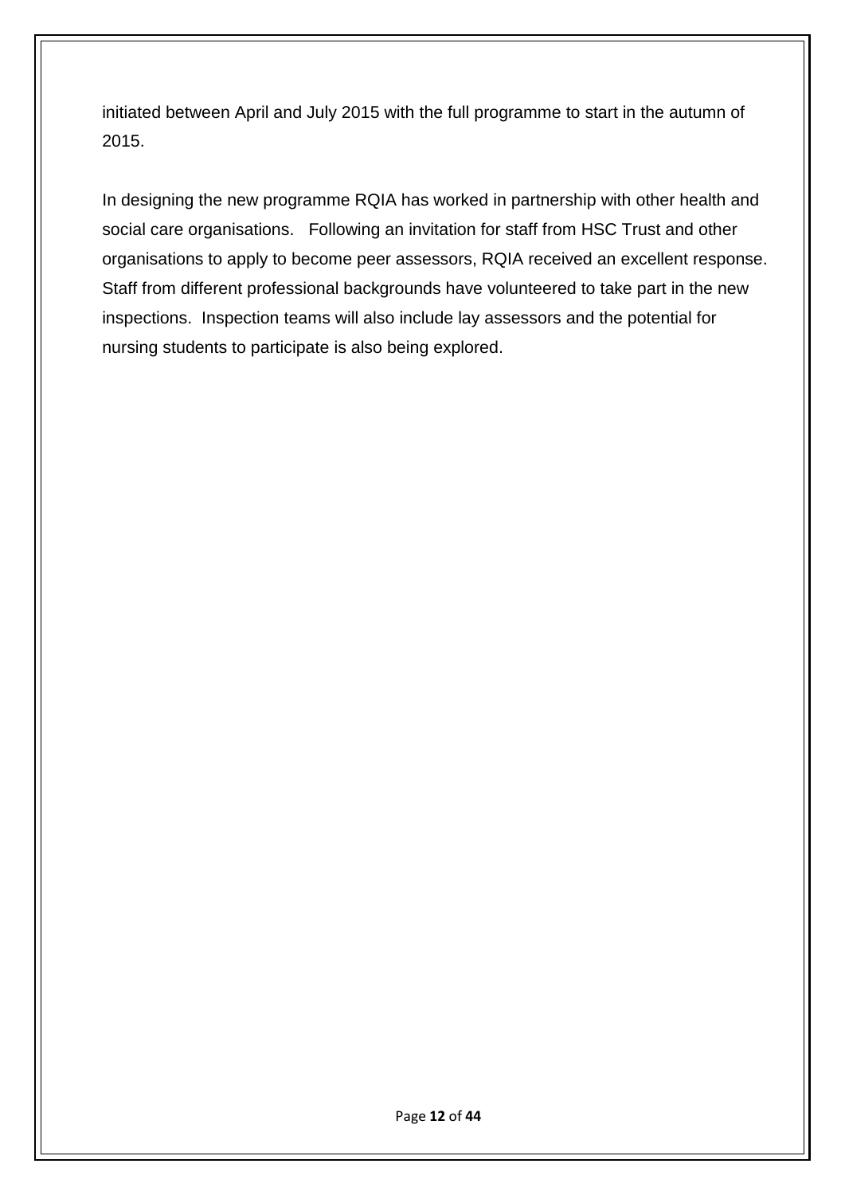initiated between April and July 2015 with the full programme to start in the autumn of 2015.

In designing the new programme RQIA has worked in partnership with other health and social care organisations. Following an invitation for staff from HSC Trust and other organisations to apply to become peer assessors, RQIA received an excellent response. Staff from different professional backgrounds have volunteered to take part in the new inspections. Inspection teams will also include lay assessors and the potential for nursing students to participate is also being explored.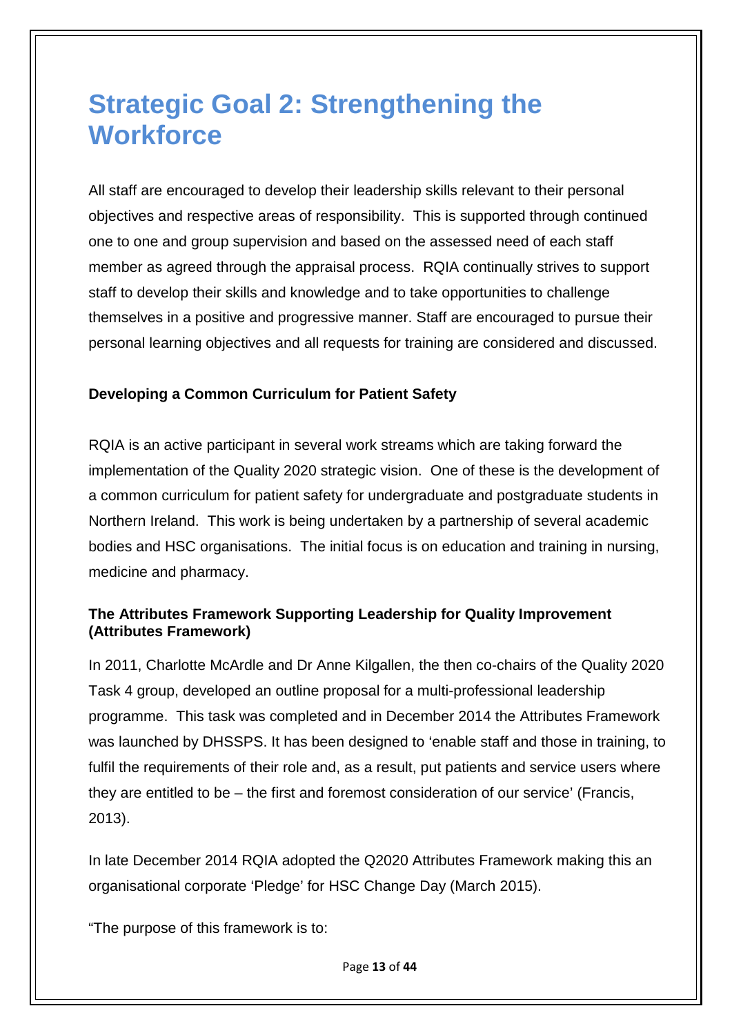# Strategic Goal 2: Strengthening the Workforce

All staff are encouraged to develop their leadership skills relevant to their personal objectives and respective areas of responsibility. This is supported through continued one to one and group supervision and based on the assessed need of each staff member as agreed through the appraisal process. RQIA continually strives to support staff to develop their skills and knowledge and to take opportunities to challenge themselves in a positive and progressive manner. Staff are encouraged to pursue their personal learning objectives and all requests for training are considered and discussed.

**Developing a Common Curriculum for Patient Safety**

RQIA is an active participant in several work streams which are taking forward the implementation of the Quality 2020 strategic vision. One of these is the development of a common curriculum for patient safety for undergraduate and postgraduate students in Northern Ireland. This work is being undertaken by a partnership of several academic bodies and HSC organisations. The initial focus is on education and training in nursing, medicine and pharmacy.

**The Attributes Framework Supporting Leadership for Quality Improvement (Attributes Framework)**

In 2011, Charlotte McArdle and Dr Anne Kilgallen, the then co-chairs of the Quality 2020 Task 4 group, developed an outline proposal for a multi-professional leadership programme. This task was completed and in December 2014 the Attributes Framework was launched by DHSSPS. It has been designed to 'enable staff and those in training, to fulfil the requirements of their role and, as a result, put patients and service users where they are entitled to be – the first and foremost consideration of our service' (Francis, 2013).

In late December 2014 RQIA adopted the Q2020 Attributes Framework making this an organisational corporate 'Pledge' for HSC Change Day (March 2015).

"The purpose of this framework is to: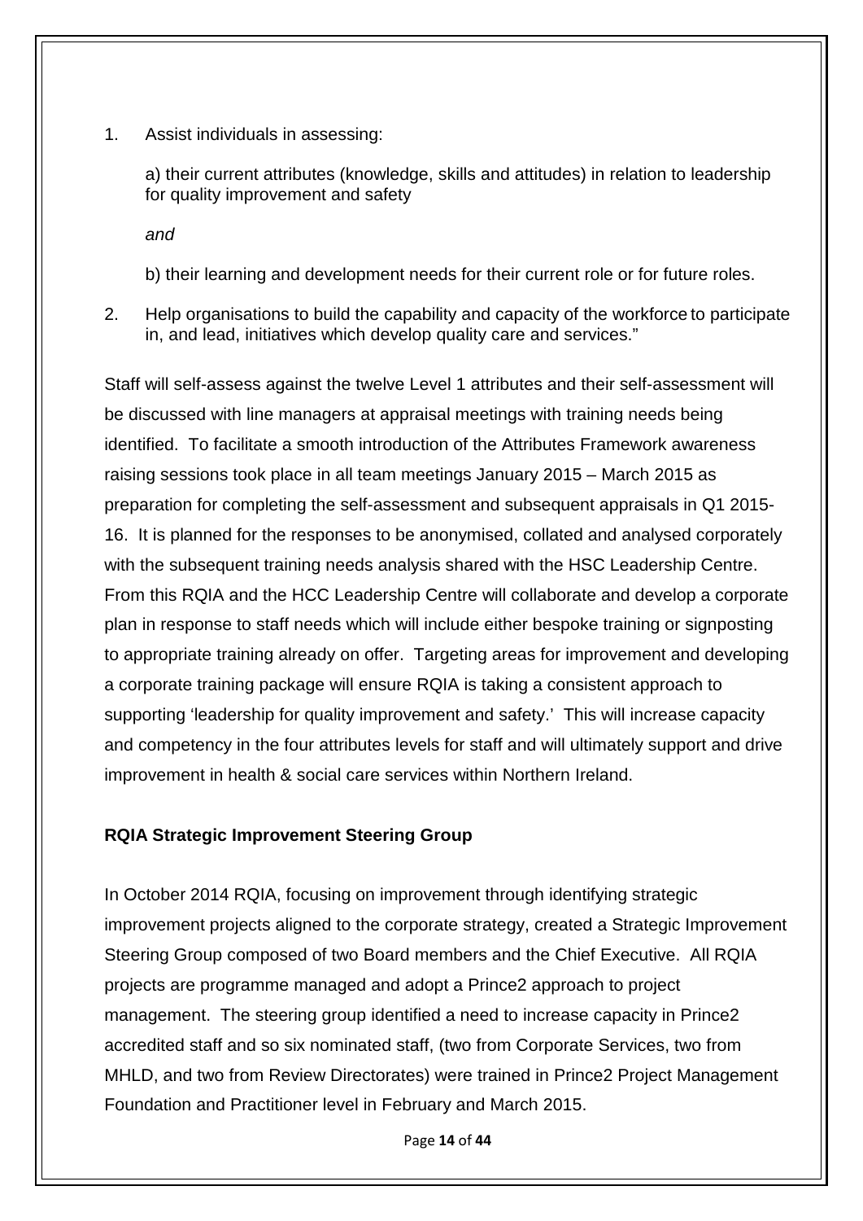1. Assist individuals in assessing:

   a) their current attributes (knowledge, skills and attitudes) in relation to leadership for quality improvement and safety

   *and*

   b) their learning and development needs for their current role or for future roles.

2. Help organisations to build the capability and capacity of the workforce to participate in, and lead, initiatives which develop quality care and services."

Staff will self-assess against the twelve Level 1 attributes and their self-assessment will be discussed with line managers at appraisal meetings with training needs being identified. To facilitate a smooth introduction of the Attributes Framework awareness raising sessions took place in all team meetings January 2015 – March 2015 as preparation for completing the self-assessment and subsequent appraisals in Q1 2015-16. It is planned for the responses to be anonymised, collated and analysed corporately with the subsequent training needs analysis shared with the HSC Leadership Centre. From this RQIA and the HCC Leadership Centre will collaborate and develop a corporate plan in response to staff needs which will include either bespoke training or signposting to appropriate training already on offer. Targeting areas for improvement and developing a corporate training package will ensure RQIA is taking a consistent approach to supporting 'leadership for quality improvement and safety.' This will increase capacity and competency in the four attributes levels for staff and will ultimately support and drive improvement in health & social care services within Northern Ireland.

**RQIA Strategic Improvement Steering Group**

In October 2014 RQIA, focusing on improvement through identifying strategic improvement projects aligned to the corporate strategy, created a Strategic Improvement Steering Group composed of two Board members and the Chief Executive. All RQIA projects are programme managed and adopt a Prince2 approach to project management. The steering group identified a need to increase capacity in Prince2 accredited staff and so six nominated staff, (two from Corporate Services, two from MHLD, and two from Review Directorates) were trained in Prince2 Project Management Foundation and Practitioner level in February and March 2015.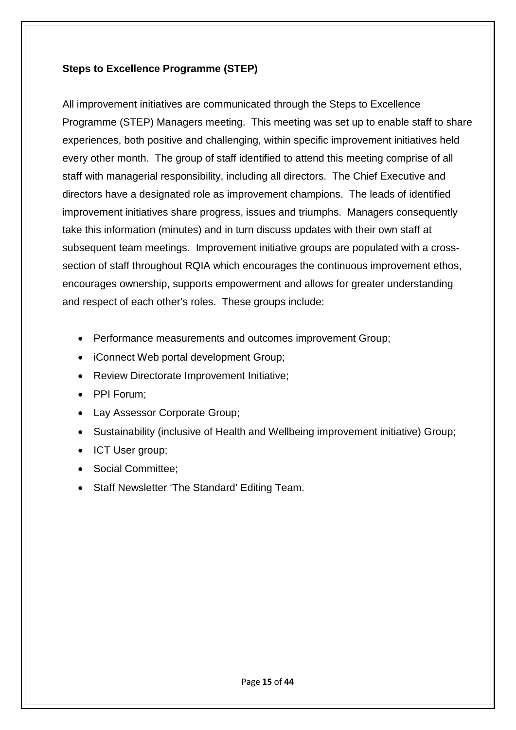**Steps to Excellence Programme (STEP)**

All improvement initiatives are communicated through the Steps to Excellence Programme (STEP) Managers meeting. This meeting was set up to enable staff to share experiences, both positive and challenging, within specific improvement initiatives held every other month. The group of staff identified to attend this meeting comprise of all staff with managerial responsibility, including all directors. The Chief Executive and directors have a designated role as improvement champions. The leads of identified improvement initiatives share progress, issues and triumphs. Managers consequently take this information (minutes) and in turn discuss updates with their own staff at subsequent team meetings. Improvement initiative groups are populated with a cross-section of staff throughout RQIA which encourages the continuous improvement ethos, encourages ownership, supports empowerment and allows for greater understanding and respect of each other's roles. These groups include:

- Performance measurements and outcomes improvement Group;
- iConnect Web portal development Group;
- Review Directorate Improvement Initiative;
- PPI Forum;
- Lay Assessor Corporate Group;
- Sustainability (inclusive of Health and Wellbeing improvement initiative) Group;
- ICT User group;
- Social Committee;
- Staff Newsletter 'The Standard' Editing Team.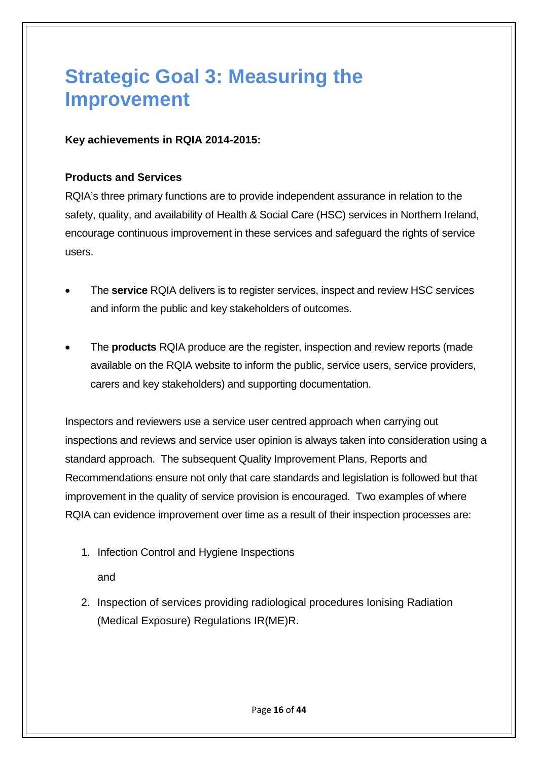# Strategic Goal 3: Measuring the Improvement

**Key achievements in RQIA 2014-2015:**

**Products and Services**

RQIA's three primary functions are to provide independent assurance in relation to the safety, quality, and availability of Health & Social Care (HSC) services in Northern Ireland, encourage continuous improvement in these services and safeguard the rights of service users.

- The **service** RQIA delivers is to register services, inspect and review HSC services and inform the public and key stakeholders of outcomes.
- The **products** RQIA produce are the register, inspection and review reports (made available on the RQIA website to inform the public, service users, service providers, carers and key stakeholders) and supporting documentation.

Inspectors and reviewers use a service user centred approach when carrying out inspections and reviews and service user opinion is always taken into consideration using a standard approach. The subsequent Quality Improvement Plans, Reports and Recommendations ensure not only that care standards and legislation is followed but that improvement in the quality of service provision is encouraged. Two examples of where RQIA can evidence improvement over time as a result of their inspection processes are:

1. Infection Control and Hygiene Inspections

   and

2. Inspection of services providing radiological procedures Ionising Radiation (Medical Exposure) Regulations IR(ME)R.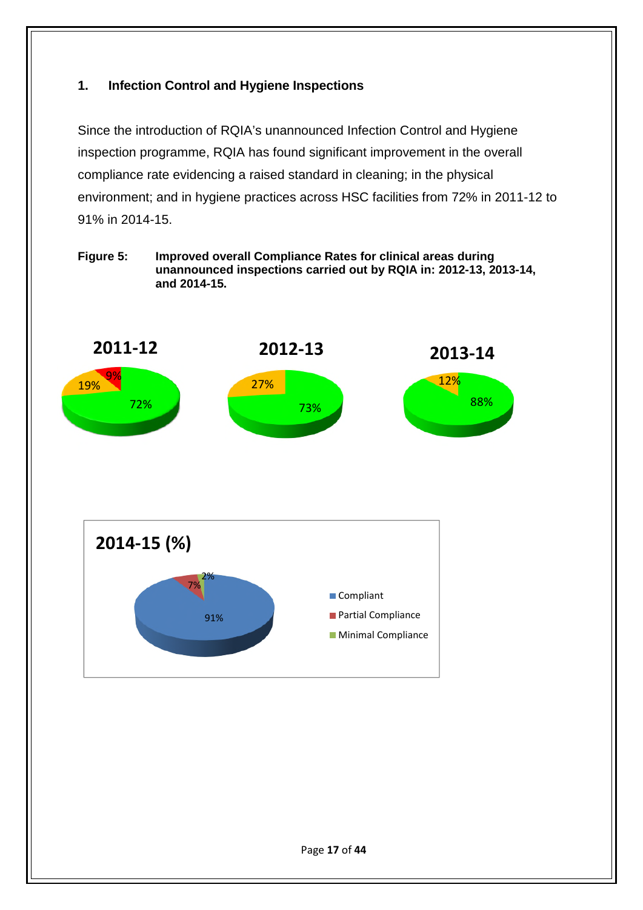## 1. Infection Control and Hygiene Inspections

Since the introduction of RQIA's unannounced Infection Control and Hygiene inspection programme, RQIA has found significant improvement in the overall compliance rate evidencing a raised standard in cleaning; in the physical environment; and in hygiene practices across HSC facilities from 72% in 2011-12 to 91% in 2014-15.

**Figure 5: Improved overall Compliance Rates for clinical areas during unannounced inspections carried out by RQIA in: 2012-13, 2013-14, and 2014-15.**

**2011-12**

72% | 19% | 9%

**2012-13**

73% | 27%

**2013-14**

88% | 12%

**2014-15 (%)**

91% | 7% | 2%

- Compliant
- Partial Compliance
- Minimal Compliance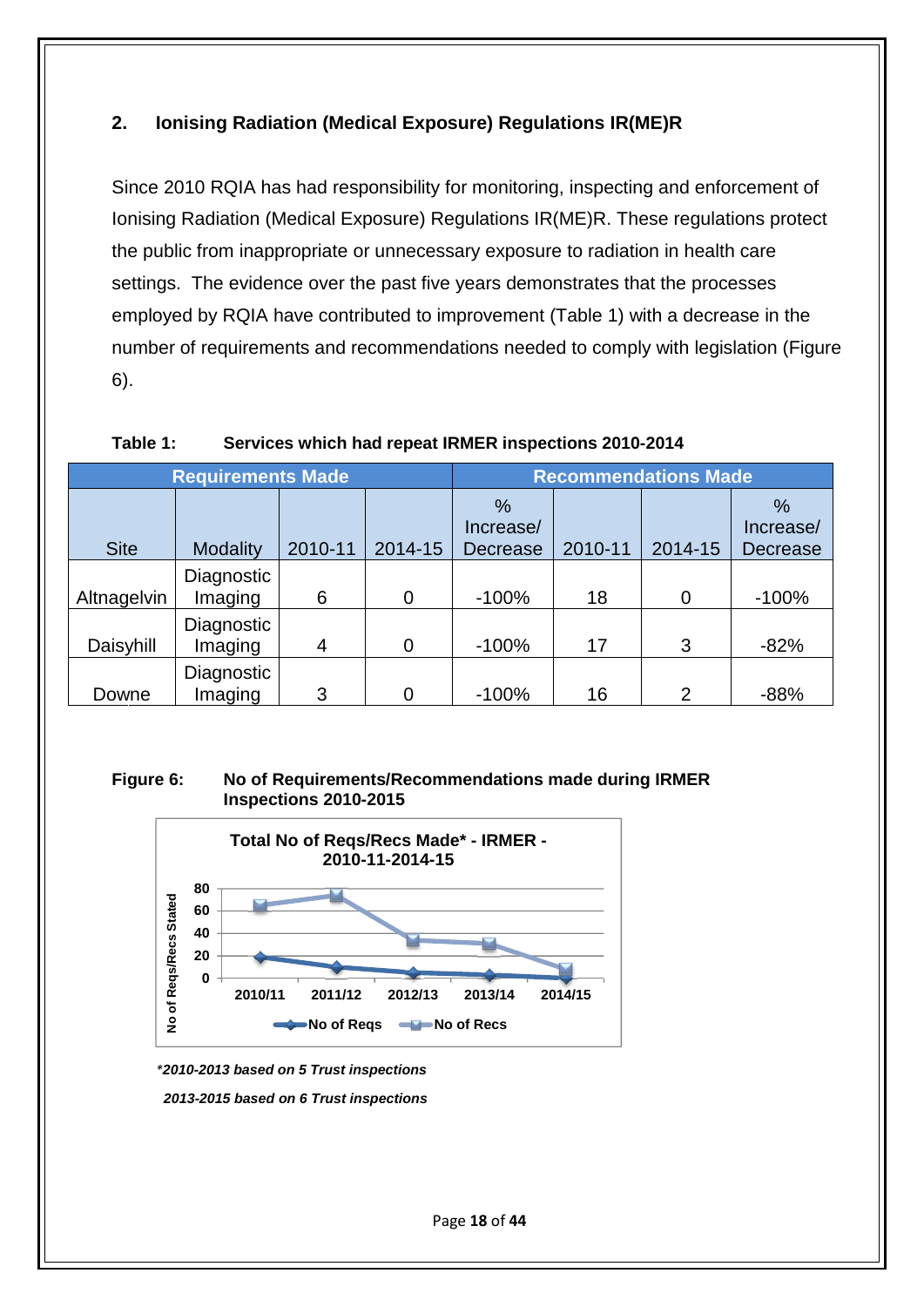## 2. Ionising Radiation (Medical Exposure) Regulations IR(ME)R

Since 2010 RQIA has had responsibility for monitoring, inspecting and enforcement of Ionising Radiation (Medical Exposure) Regulations IR(ME)R. These regulations protect the public from inappropriate or unnecessary exposure to radiation in health care settings. The evidence over the past five years demonstrates that the processes employed by RQIA have contributed to improvement (Table 1) with a decrease in the number of requirements and recommendations needed to comply with legislation (Figure 6).

**Table 1: Services which had repeat IRMER inspections 2010-2014**

| Requirements Made | | | | | Recommendations Made | | |
|---|---|---|---|---|---|---|---|
| Site | Modality | 2010-11 | 2014-15 | % Increase/ Decrease | 2010-11 | 2014-15 | % Increase/ Decrease |
| Altnagelvin | Diagnostic Imaging | 6 | 0 | -100% | 18 | 0 | -100% |
| Daisyhill | Diagnostic Imaging | 4 | 0 | -100% | 17 | 3 | -82% |
| Downe | Diagnostic Imaging | 3 | 0 | -100% | 16 | 2 | -88% |

**Figure 6: No of Requirements/Recommendations made during IRMER Inspections 2010-2015**

**Total No of Reqs/Recs Made* - IRMER - 2010-11-2014-15**

*\*2010-2013 based on 5 Trust inspections*

*2013-2015 based on 6 Trust inspections*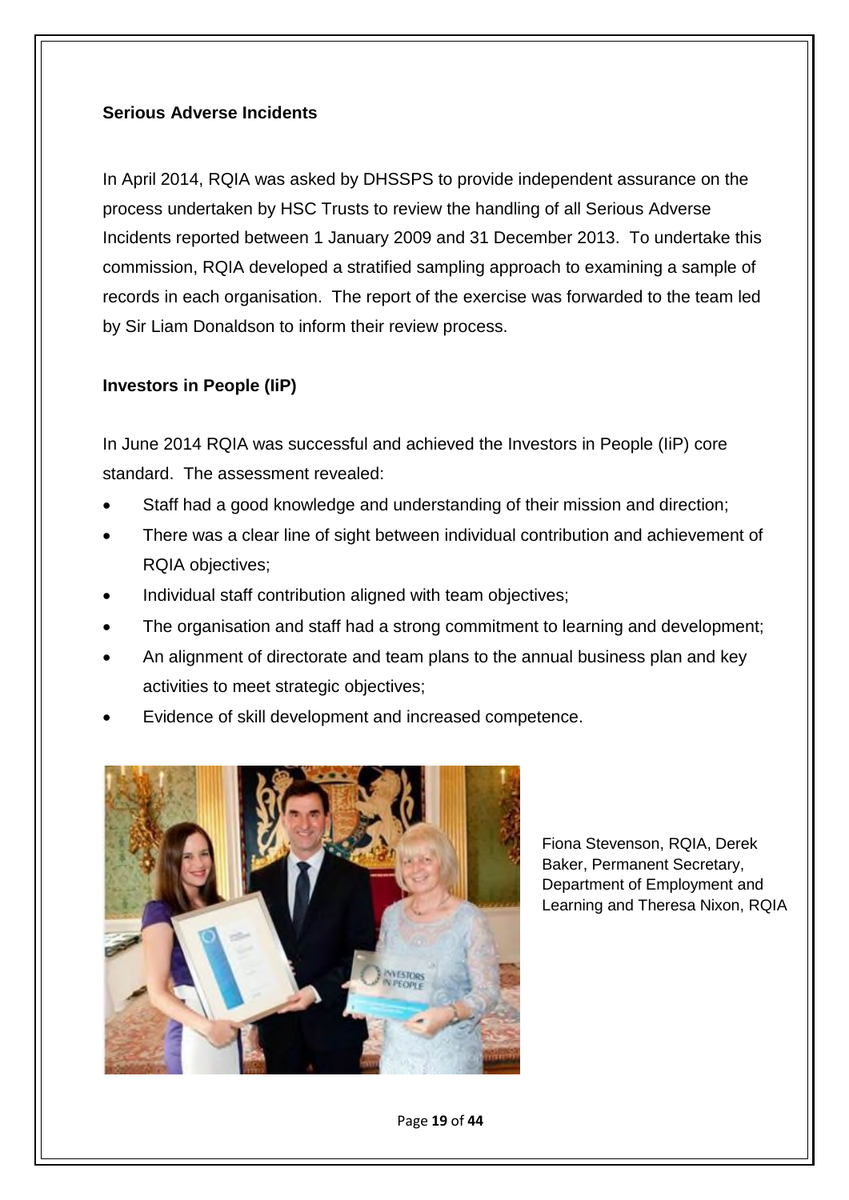**Serious Adverse Incidents**

In April 2014, RQIA was asked by DHSSPS to provide independent assurance on the process undertaken by HSC Trusts to review the handling of all Serious Adverse Incidents reported between 1 January 2009 and 31 December 2013. To undertake this commission, RQIA developed a stratified sampling approach to examining a sample of records in each organisation. The report of the exercise was forwarded to the team led by Sir Liam Donaldson to inform their review process.

**Investors in People (IiP)**

In June 2014 RQIA was successful and achieved the Investors in People (IiP) core standard. The assessment revealed:

- Staff had a good knowledge and understanding of their mission and direction;
- There was a clear line of sight between individual contribution and achievement of RQIA objectives;
- Individual staff contribution aligned with team objectives;
- The organisation and staff had a strong commitment to learning and development;
- An alignment of directorate and team plans to the annual business plan and key activities to meet strategic objectives;
- Evidence of skill development and increased competence.

Fiona Stevenson, RQIA, Derek Baker, Permanent Secretary, Department of Employment and Learning and Theresa Nixon, RQIA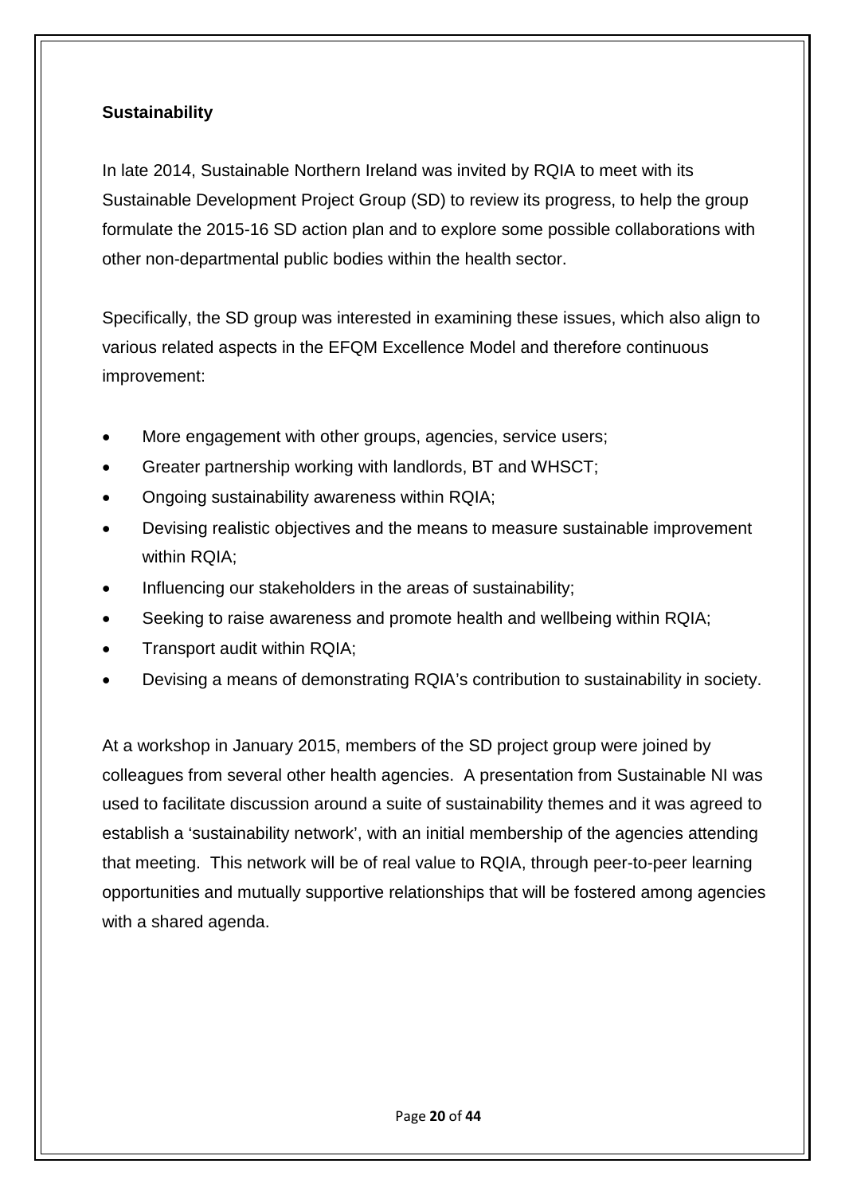**Sustainability**

In late 2014, Sustainable Northern Ireland was invited by RQIA to meet with its Sustainable Development Project Group (SD) to review its progress, to help the group formulate the 2015-16 SD action plan and to explore some possible collaborations with other non-departmental public bodies within the health sector.

Specifically, the SD group was interested in examining these issues, which also align to various related aspects in the EFQM Excellence Model and therefore continuous improvement:

- More engagement with other groups, agencies, service users;
- Greater partnership working with landlords, BT and WHSCT;
- Ongoing sustainability awareness within RQIA;
- Devising realistic objectives and the means to measure sustainable improvement within RQIA;
- Influencing our stakeholders in the areas of sustainability;
- Seeking to raise awareness and promote health and wellbeing within RQIA;
- Transport audit within RQIA;
- Devising a means of demonstrating RQIA's contribution to sustainability in society.

At a workshop in January 2015, members of the SD project group were joined by colleagues from several other health agencies. A presentation from Sustainable NI was used to facilitate discussion around a suite of sustainability themes and it was agreed to establish a 'sustainability network', with an initial membership of the agencies attending that meeting. This network will be of real value to RQIA, through peer-to-peer learning opportunities and mutually supportive relationships that will be fostered among agencies with a shared agenda.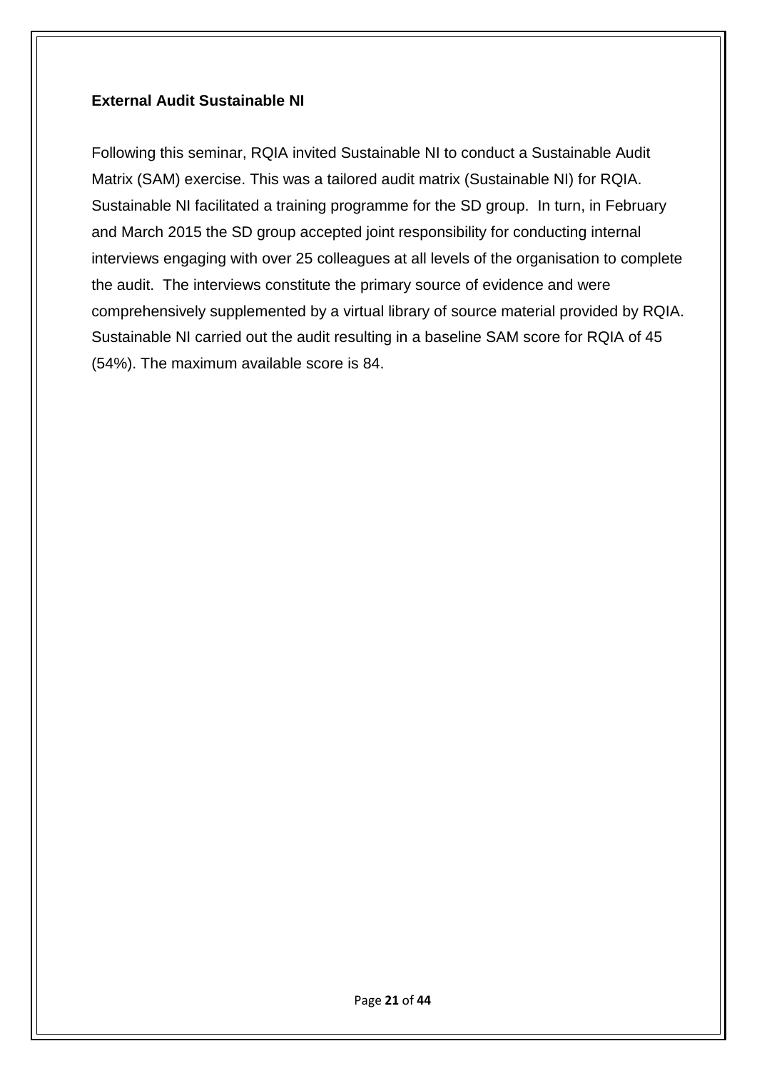**External Audit Sustainable NI**

Following this seminar, RQIA invited Sustainable NI to conduct a Sustainable Audit Matrix (SAM) exercise. This was a tailored audit matrix (Sustainable NI) for RQIA. Sustainable NI facilitated a training programme for the SD group. In turn, in February and March 2015 the SD group accepted joint responsibility for conducting internal interviews engaging with over 25 colleagues at all levels of the organisation to complete the audit. The interviews constitute the primary source of evidence and were comprehensively supplemented by a virtual library of source material provided by RQIA. Sustainable NI carried out the audit resulting in a baseline SAM score for RQIA of 45 (54%). The maximum available score is 84.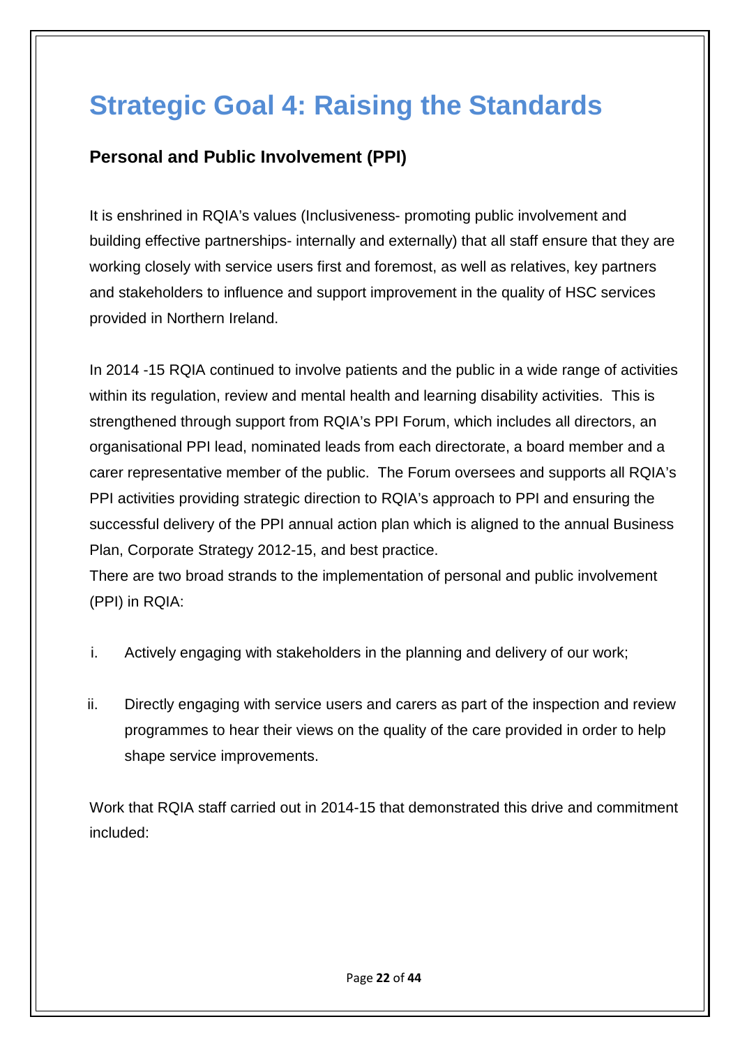# Strategic Goal 4: Raising the Standards

## Personal and Public Involvement (PPI)

It is enshrined in RQIA's values (Inclusiveness- promoting public involvement and building effective partnerships- internally and externally) that all staff ensure that they are working closely with service users first and foremost, as well as relatives, key partners and stakeholders to influence and support improvement in the quality of HSC services provided in Northern Ireland.

In 2014 -15 RQIA continued to involve patients and the public in a wide range of activities within its regulation, review and mental health and learning disability activities. This is strengthened through support from RQIA's PPI Forum, which includes all directors, an organisational PPI lead, nominated leads from each directorate, a board member and a carer representative member of the public. The Forum oversees and supports all RQIA's PPI activities providing strategic direction to RQIA's approach to PPI and ensuring the successful delivery of the PPI annual action plan which is aligned to the annual Business Plan, Corporate Strategy 2012-15, and best practice.

There are two broad strands to the implementation of personal and public involvement (PPI) in RQIA:

i. Actively engaging with stakeholders in the planning and delivery of our work;

ii. Directly engaging with service users and carers as part of the inspection and review programmes to hear their views on the quality of the care provided in order to help shape service improvements.

Work that RQIA staff carried out in 2014-15 that demonstrated this drive and commitment included: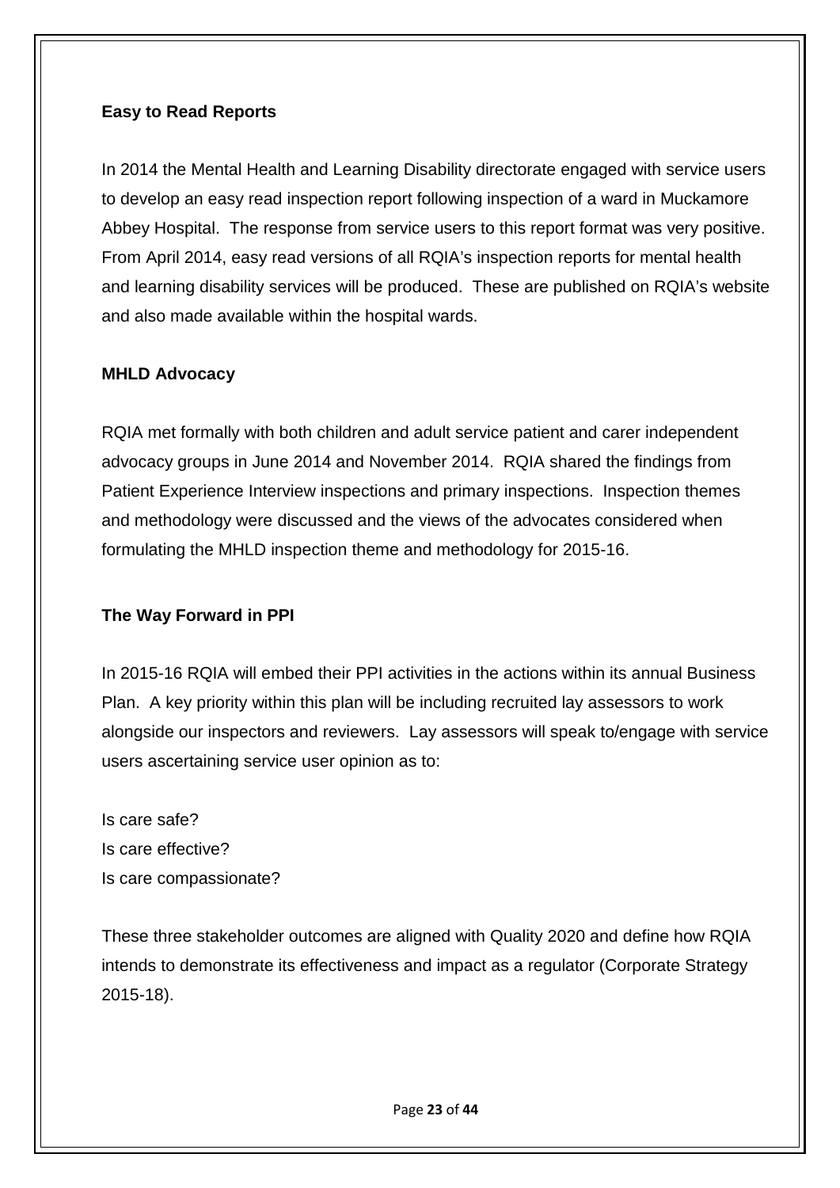### Easy to Read Reports

In 2014 the Mental Health and Learning Disability directorate engaged with service users to develop an easy read inspection report following inspection of a ward in Muckamore Abbey Hospital. The response from service users to this report format was very positive. From April 2014, easy read versions of all RQIA's inspection reports for mental health and learning disability services will be produced. These are published on RQIA's website and also made available within the hospital wards.

### MHLD Advocacy

RQIA met formally with both children and adult service patient and carer independent advocacy groups in June 2014 and November 2014. RQIA shared the findings from Patient Experience Interview inspections and primary inspections. Inspection themes and methodology were discussed and the views of the advocates considered when formulating the MHLD inspection theme and methodology for 2015-16.

### The Way Forward in PPI

In 2015-16 RQIA will embed their PPI activities in the actions within its annual Business Plan. A key priority within this plan will be including recruited lay assessors to work alongside our inspectors and reviewers. Lay assessors will speak to/engage with service users ascertaining service user opinion as to:

Is care safe?
Is care effective?
Is care compassionate?

These three stakeholder outcomes are aligned with Quality 2020 and define how RQIA intends to demonstrate its effectiveness and impact as a regulator (Corporate Strategy 2015-18).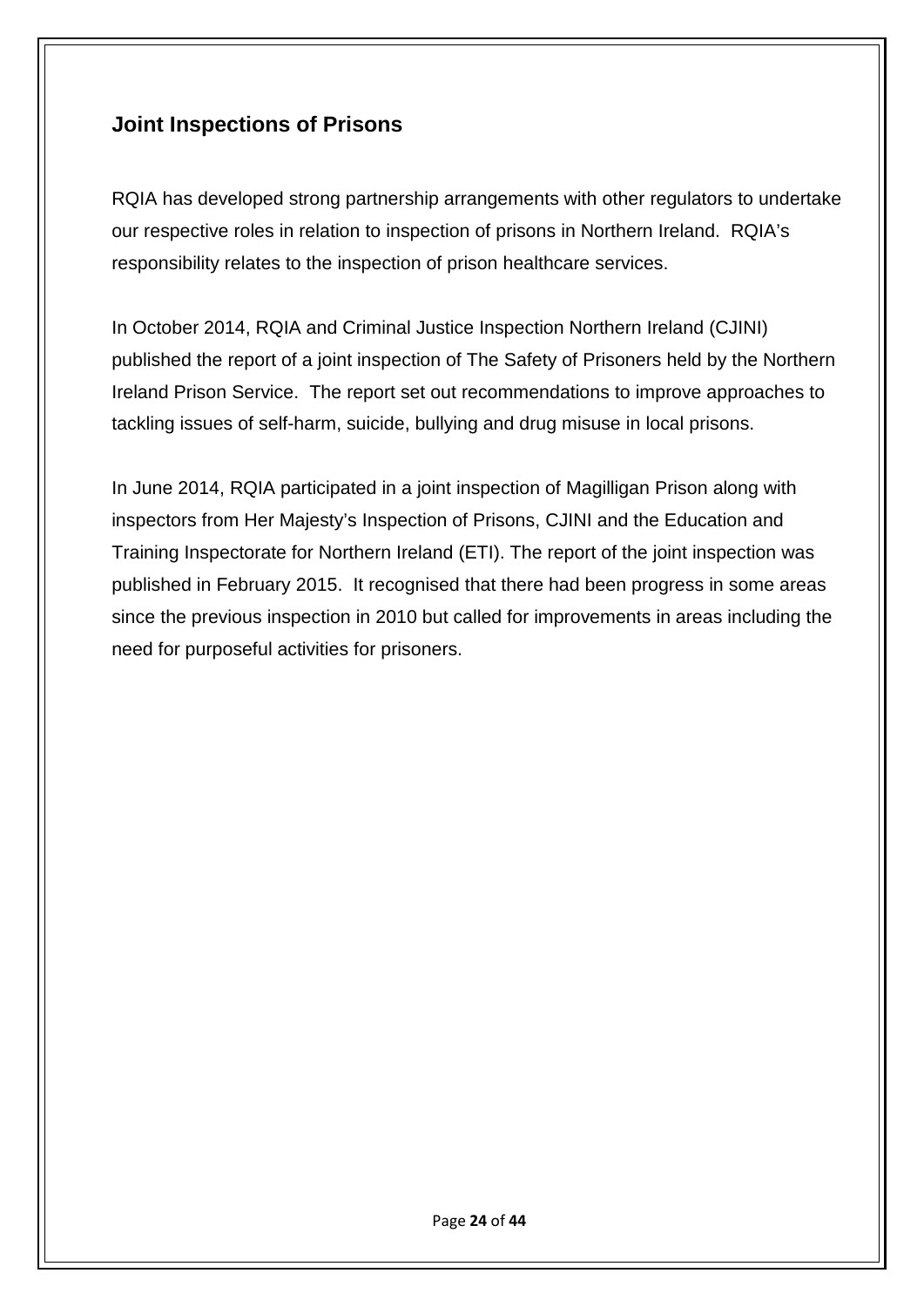## Joint Inspections of Prisons

RQIA has developed strong partnership arrangements with other regulators to undertake our respective roles in relation to inspection of prisons in Northern Ireland. RQIA's responsibility relates to the inspection of prison healthcare services.

In October 2014, RQIA and Criminal Justice Inspection Northern Ireland (CJINI) published the report of a joint inspection of The Safety of Prisoners held by the Northern Ireland Prison Service. The report set out recommendations to improve approaches to tackling issues of self-harm, suicide, bullying and drug misuse in local prisons.

In June 2014, RQIA participated in a joint inspection of Magilligan Prison along with inspectors from Her Majesty's Inspection of Prisons, CJINI and the Education and Training Inspectorate for Northern Ireland (ETI). The report of the joint inspection was published in February 2015. It recognised that there had been progress in some areas since the previous inspection in 2010 but called for improvements in areas including the need for purposeful activities for prisoners.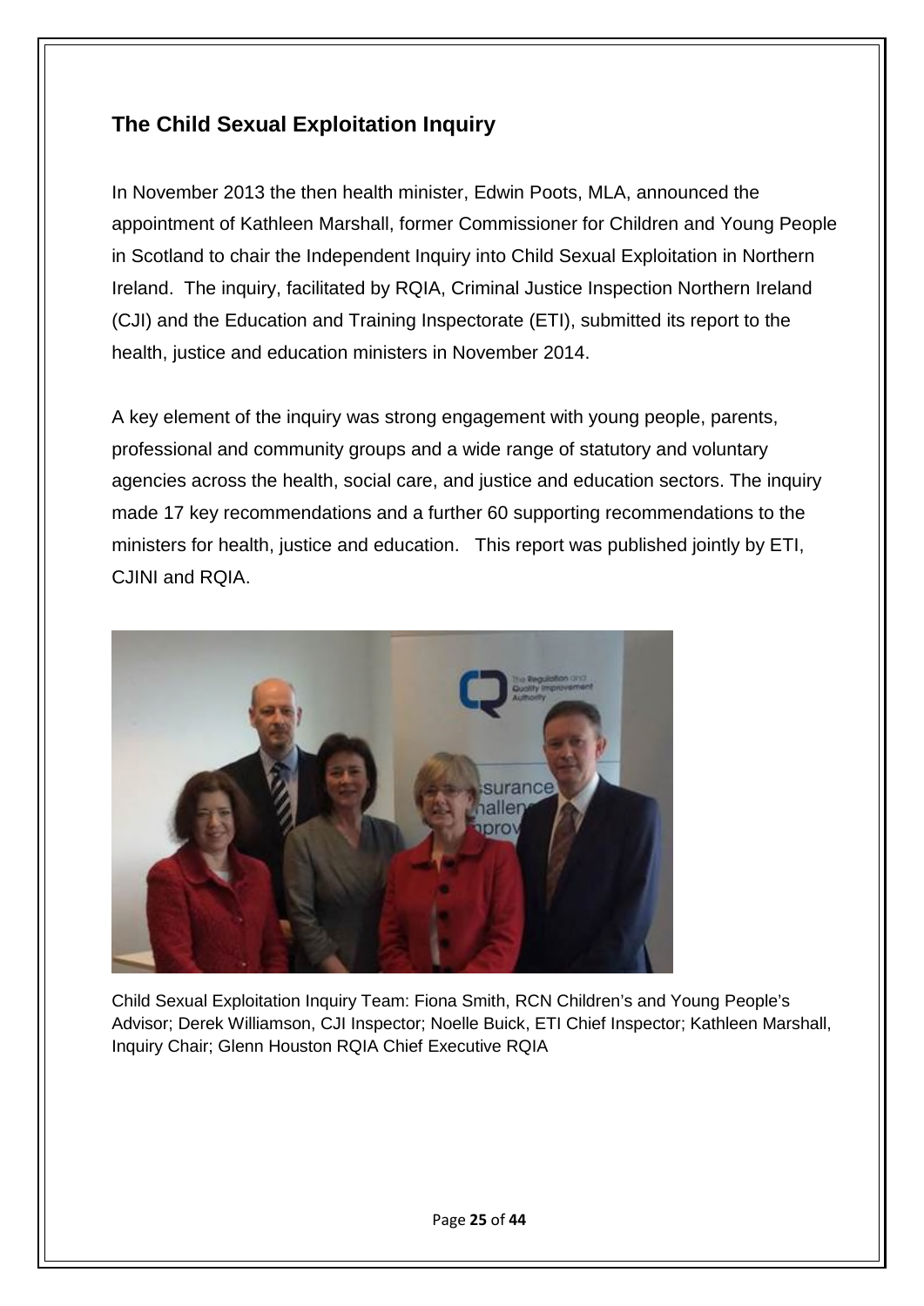## The Child Sexual Exploitation Inquiry

In November 2013 the then health minister, Edwin Poots, MLA, announced the appointment of Kathleen Marshall, former Commissioner for Children and Young People in Scotland to chair the Independent Inquiry into Child Sexual Exploitation in Northern Ireland. The inquiry, facilitated by RQIA, Criminal Justice Inspection Northern Ireland (CJI) and the Education and Training Inspectorate (ETI), submitted its report to the health, justice and education ministers in November 2014.

A key element of the inquiry was strong engagement with young people, parents, professional and community groups and a wide range of statutory and voluntary agencies across the health, social care, and justice and education sectors. The inquiry made 17 key recommendations and a further 60 supporting recommendations to the ministers for health, justice and education. This report was published jointly by ETI, CJINI and RQIA.

Child Sexual Exploitation Inquiry Team: Fiona Smith, RCN Children's and Young People's Advisor; Derek Williamson, CJI Inspector; Noelle Buick, ETI Chief Inspector; Kathleen Marshall, Inquiry Chair; Glenn Houston RQIA Chief Executive RQIA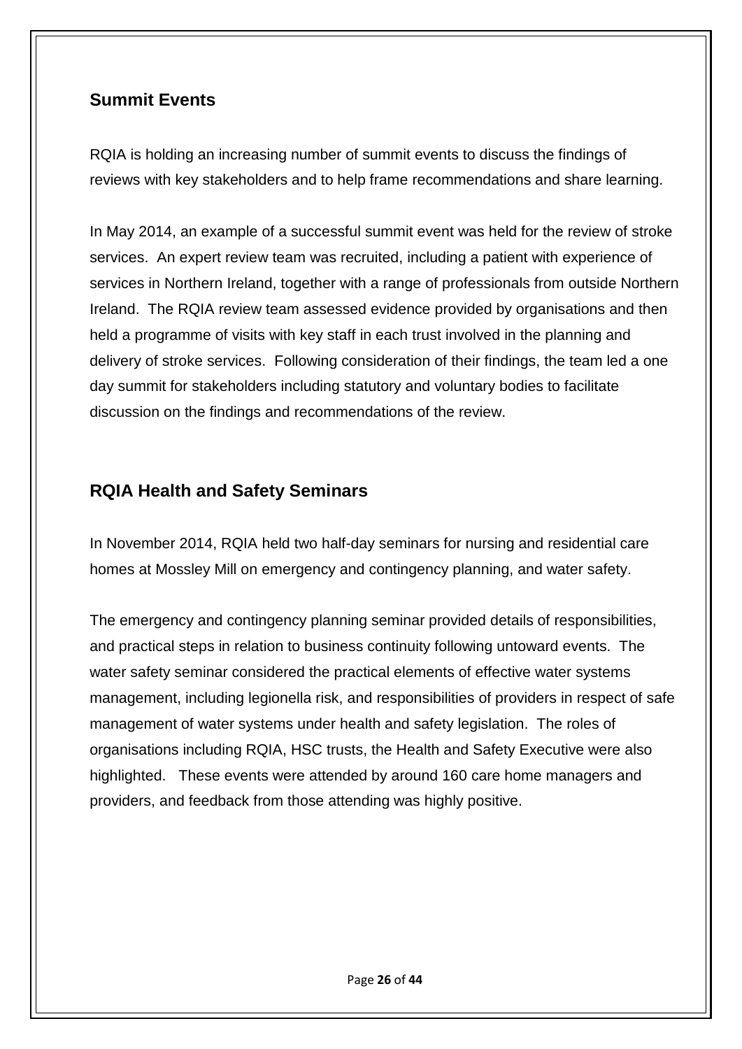## Summit Events

RQIA is holding an increasing number of summit events to discuss the findings of reviews with key stakeholders and to help frame recommendations and share learning.

In May 2014, an example of a successful summit event was held for the review of stroke services. An expert review team was recruited, including a patient with experience of services in Northern Ireland, together with a range of professionals from outside Northern Ireland. The RQIA review team assessed evidence provided by organisations and then held a programme of visits with key staff in each trust involved in the planning and delivery of stroke services. Following consideration of their findings, the team led a one day summit for stakeholders including statutory and voluntary bodies to facilitate discussion on the findings and recommendations of the review.

## RQIA Health and Safety Seminars

In November 2014, RQIA held two half-day seminars for nursing and residential care homes at Mossley Mill on emergency and contingency planning, and water safety.

The emergency and contingency planning seminar provided details of responsibilities, and practical steps in relation to business continuity following untoward events. The water safety seminar considered the practical elements of effective water systems management, including legionella risk, and responsibilities of providers in respect of safe management of water systems under health and safety legislation. The roles of organisations including RQIA, HSC trusts, the Health and Safety Executive were also highlighted. These events were attended by around 160 care home managers and providers, and feedback from those attending was highly positive.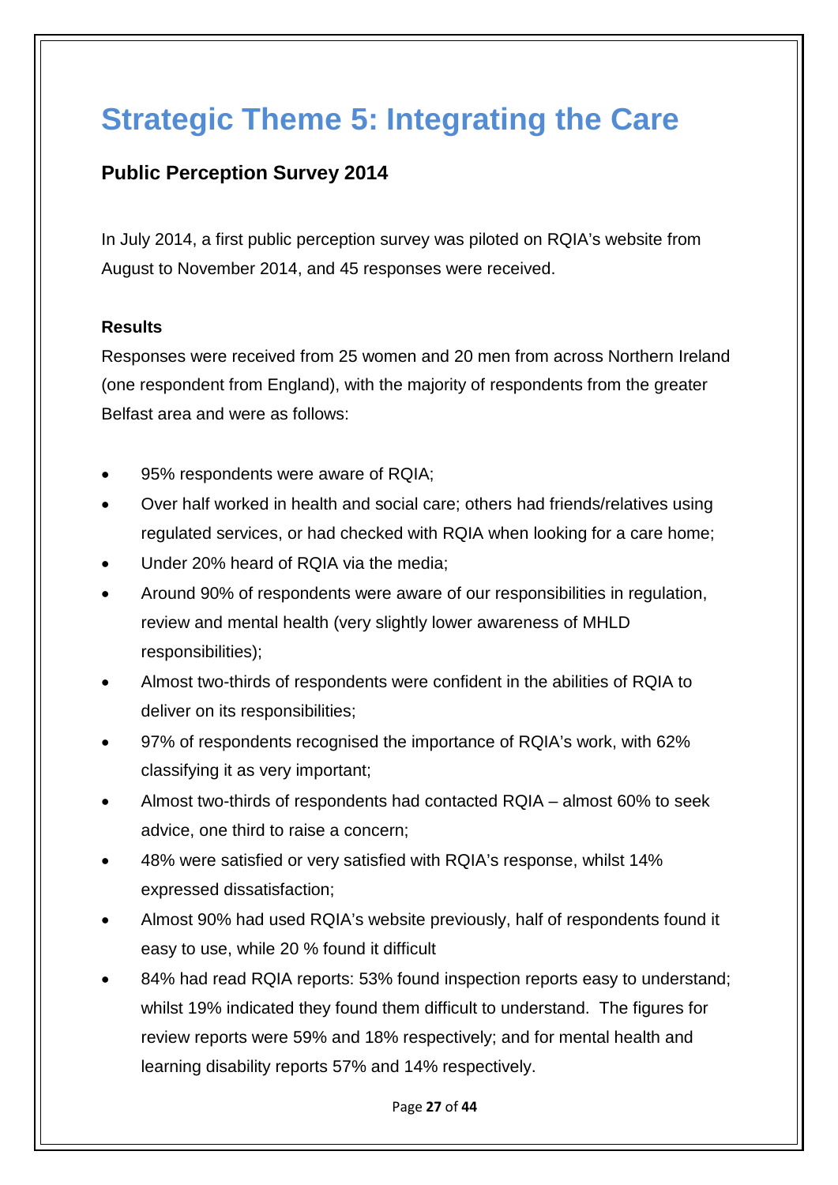# Strategic Theme 5: Integrating the Care

## Public Perception Survey 2014

In July 2014, a first public perception survey was piloted on RQIA's website from August to November 2014, and 45 responses were received.

**Results**

Responses were received from 25 women and 20 men from across Northern Ireland (one respondent from England), with the majority of respondents from the greater Belfast area and were as follows:

- 95% respondents were aware of RQIA;
- Over half worked in health and social care; others had friends/relatives using regulated services, or had checked with RQIA when looking for a care home;
- Under 20% heard of RQIA via the media;
- Around 90% of respondents were aware of our responsibilities in regulation, review and mental health (very slightly lower awareness of MHLD responsibilities);
- Almost two-thirds of respondents were confident in the abilities of RQIA to deliver on its responsibilities;
- 97% of respondents recognised the importance of RQIA's work, with 62% classifying it as very important;
- Almost two-thirds of respondents had contacted RQIA – almost 60% to seek advice, one third to raise a concern;
- 48% were satisfied or very satisfied with RQIA's response, whilst 14% expressed dissatisfaction;
- Almost 90% had used RQIA's website previously, half of respondents found it easy to use, while 20 % found it difficult
- 84% had read RQIA reports: 53% found inspection reports easy to understand; whilst 19% indicated they found them difficult to understand. The figures for review reports were 59% and 18% respectively; and for mental health and learning disability reports 57% and 14% respectively.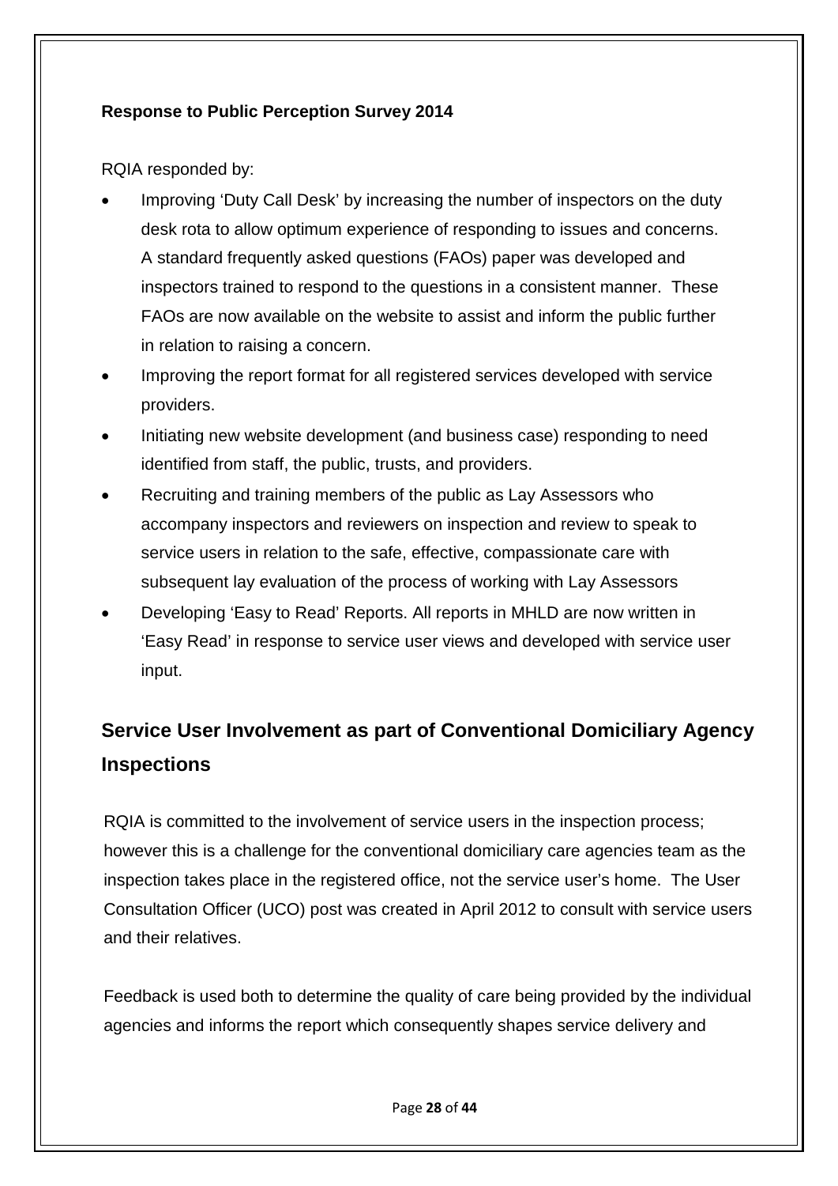**Response to Public Perception Survey 2014**

RQIA responded by:

- Improving 'Duty Call Desk' by increasing the number of inspectors on the duty desk rota to allow optimum experience of responding to issues and concerns. A standard frequently asked questions (FAOs) paper was developed and inspectors trained to respond to the questions in a consistent manner. These FAOs are now available on the website to assist and inform the public further in relation to raising a concern.
- Improving the report format for all registered services developed with service providers.
- Initiating new website development (and business case) responding to need identified from staff, the public, trusts, and providers.
- Recruiting and training members of the public as Lay Assessors who accompany inspectors and reviewers on inspection and review to speak to service users in relation to the safe, effective, compassionate care with subsequent lay evaluation of the process of working with Lay Assessors
- Developing 'Easy to Read' Reports. All reports in MHLD are now written in 'Easy Read' in response to service user views and developed with service user input.

## Service User Involvement as part of Conventional Domiciliary Agency Inspections

RQIA is committed to the involvement of service users in the inspection process; however this is a challenge for the conventional domiciliary care agencies team as the inspection takes place in the registered office, not the service user's home. The User Consultation Officer (UCO) post was created in April 2012 to consult with service users and their relatives.

Feedback is used both to determine the quality of care being provided by the individual agencies and informs the report which consequently shapes service delivery and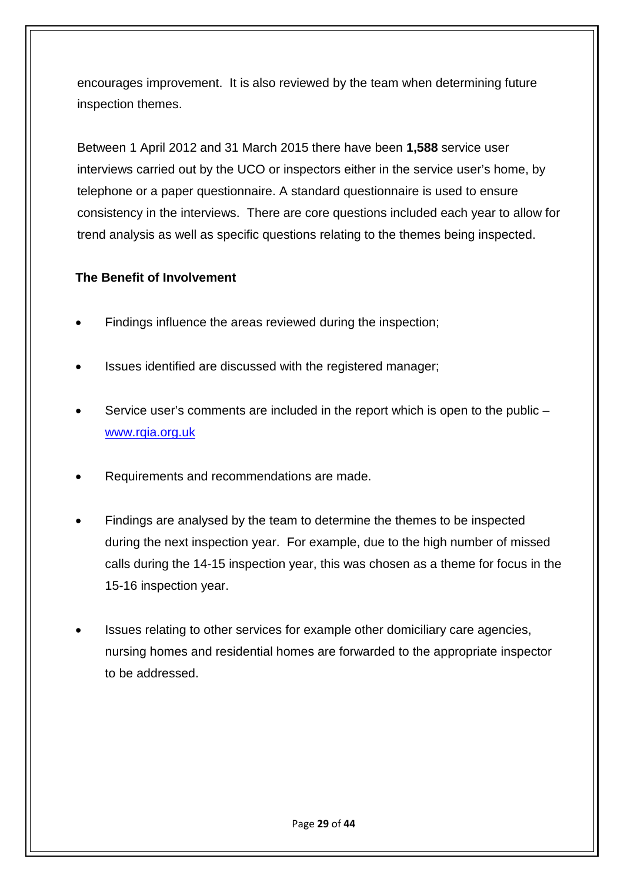encourages improvement. It is also reviewed by the team when determining future inspection themes.

Between 1 April 2012 and 31 March 2015 there have been **1,588** service user interviews carried out by the UCO or inspectors either in the service user's home, by telephone or a paper questionnaire. A standard questionnaire is used to ensure consistency in the interviews. There are core questions included each year to allow for trend analysis as well as specific questions relating to the themes being inspected.

**The Benefit of Involvement**

- Findings influence the areas reviewed during the inspection;
- Issues identified are discussed with the registered manager;
- Service user's comments are included in the report which is open to the public – [www.rqia.org.uk](http://www.rqia.org.uk)
- Requirements and recommendations are made.
- Findings are analysed by the team to determine the themes to be inspected during the next inspection year. For example, due to the high number of missed calls during the 14-15 inspection year, this was chosen as a theme for focus in the 15-16 inspection year.
- Issues relating to other services for example other domiciliary care agencies, nursing homes and residential homes are forwarded to the appropriate inspector to be addressed.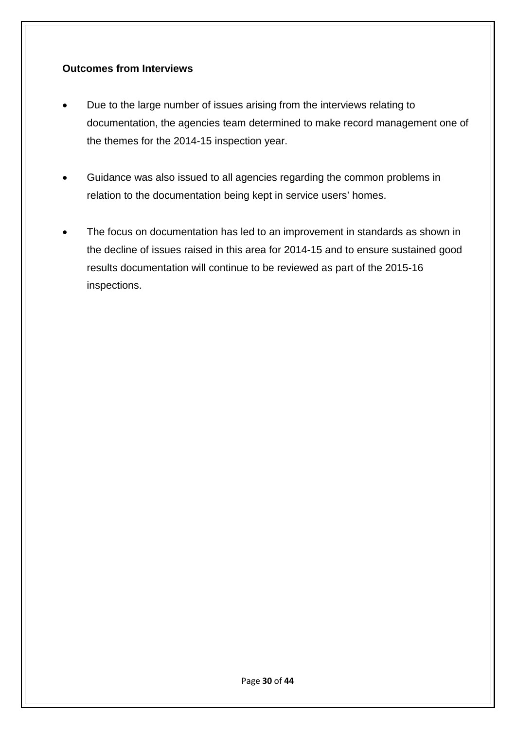**Outcomes from Interviews**

- Due to the large number of issues arising from the interviews relating to documentation, the agencies team determined to make record management one of the themes for the 2014-15 inspection year.

- Guidance was also issued to all agencies regarding the common problems in relation to the documentation being kept in service users' homes.

- The focus on documentation has led to an improvement in standards as shown in the decline of issues raised in this area for 2014-15 and to ensure sustained good results documentation will continue to be reviewed as part of the 2015-16 inspections.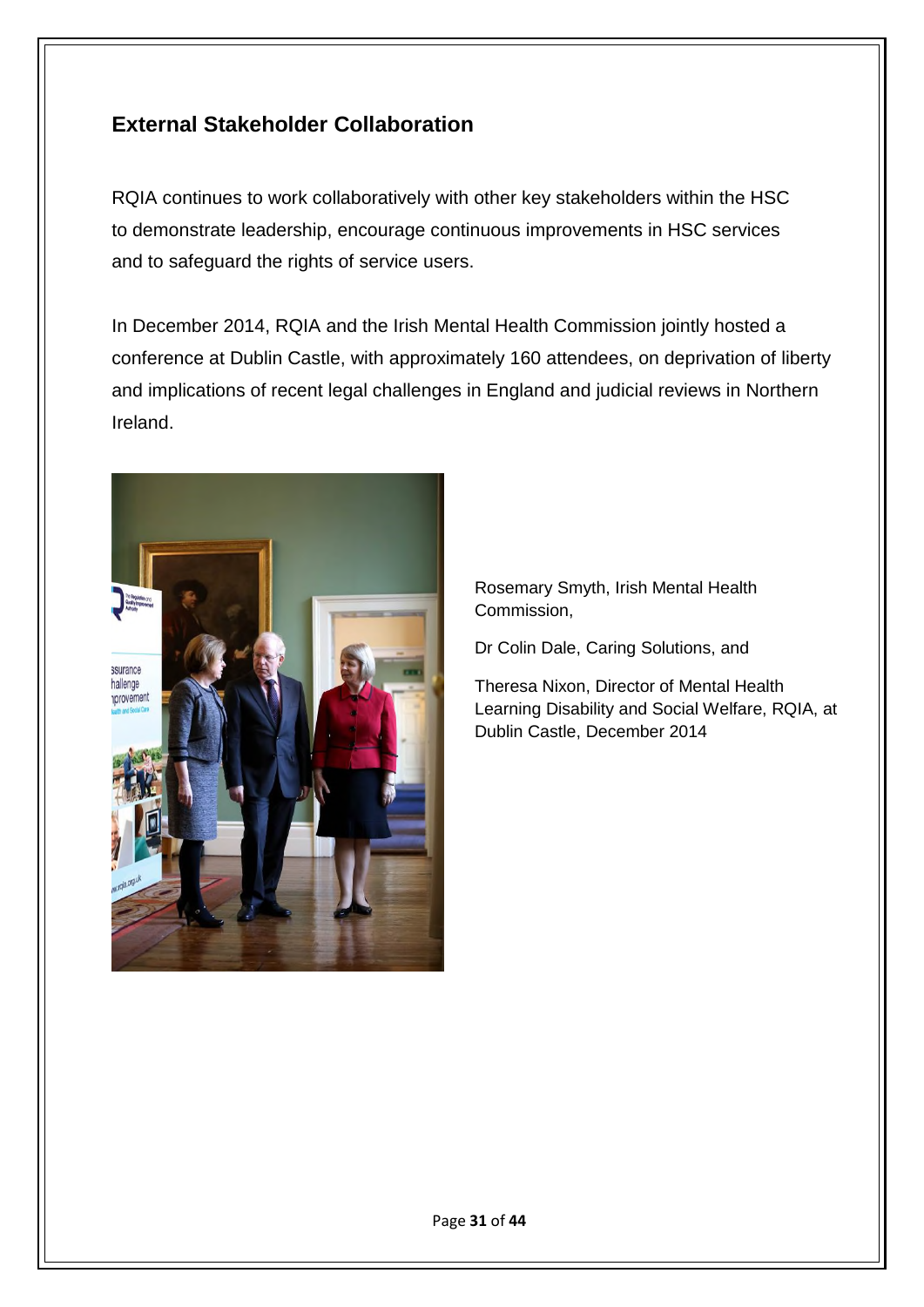## External Stakeholder Collaboration

RQIA continues to work collaboratively with other key stakeholders within the HSC to demonstrate leadership, encourage continuous improvements in HSC services and to safeguard the rights of service users.

In December 2014, RQIA and the Irish Mental Health Commission jointly hosted a conference at Dublin Castle, with approximately 160 attendees, on deprivation of liberty and implications of recent legal challenges in England and judicial reviews in Northern Ireland.

Rosemary Smyth, Irish Mental Health Commission,

Dr Colin Dale, Caring Solutions, and

Theresa Nixon, Director of Mental Health Learning Disability and Social Welfare, RQIA, at Dublin Castle, December 2014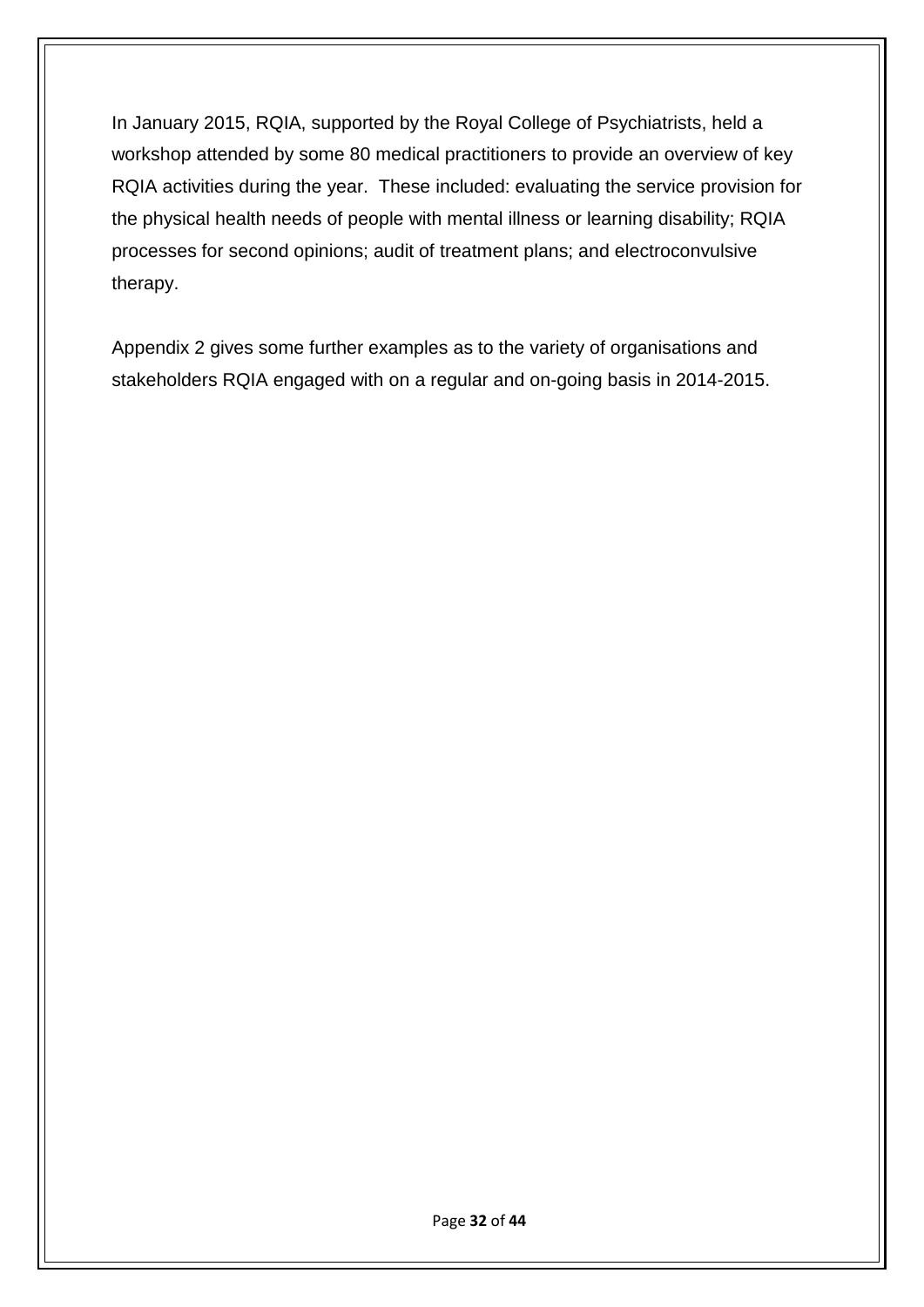In January 2015, RQIA, supported by the Royal College of Psychiatrists, held a workshop attended by some 80 medical practitioners to provide an overview of key RQIA activities during the year. These included: evaluating the service provision for the physical health needs of people with mental illness or learning disability; RQIA processes for second opinions; audit of treatment plans; and electroconvulsive therapy.

Appendix 2 gives some further examples as to the variety of organisations and stakeholders RQIA engaged with on a regular and on-going basis in 2014-2015.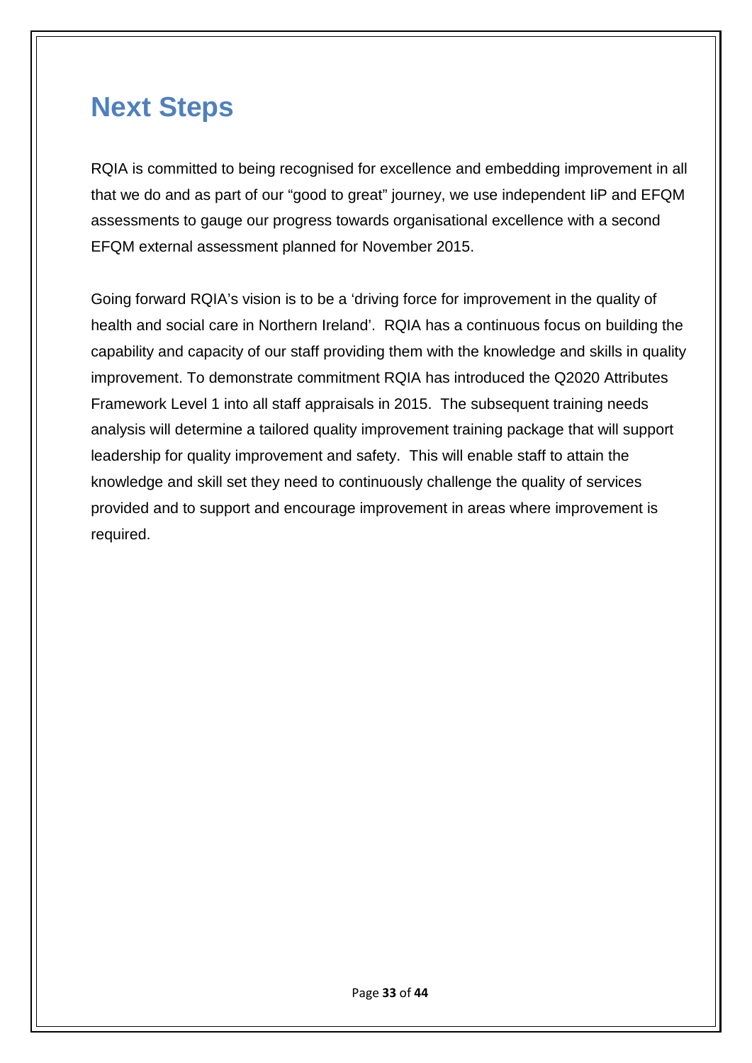# Next Steps

RQIA is committed to being recognised for excellence and embedding improvement in all that we do and as part of our "good to great" journey, we use independent IiP and EFQM assessments to gauge our progress towards organisational excellence with a second EFQM external assessment planned for November 2015.

Going forward RQIA's vision is to be a 'driving force for improvement in the quality of health and social care in Northern Ireland'. RQIA has a continuous focus on building the capability and capacity of our staff providing them with the knowledge and skills in quality improvement. To demonstrate commitment RQIA has introduced the Q2020 Attributes Framework Level 1 into all staff appraisals in 2015. The subsequent training needs analysis will determine a tailored quality improvement training package that will support leadership for quality improvement and safety. This will enable staff to attain the knowledge and skill set they need to continuously challenge the quality of services provided and to support and encourage improvement in areas where improvement is required.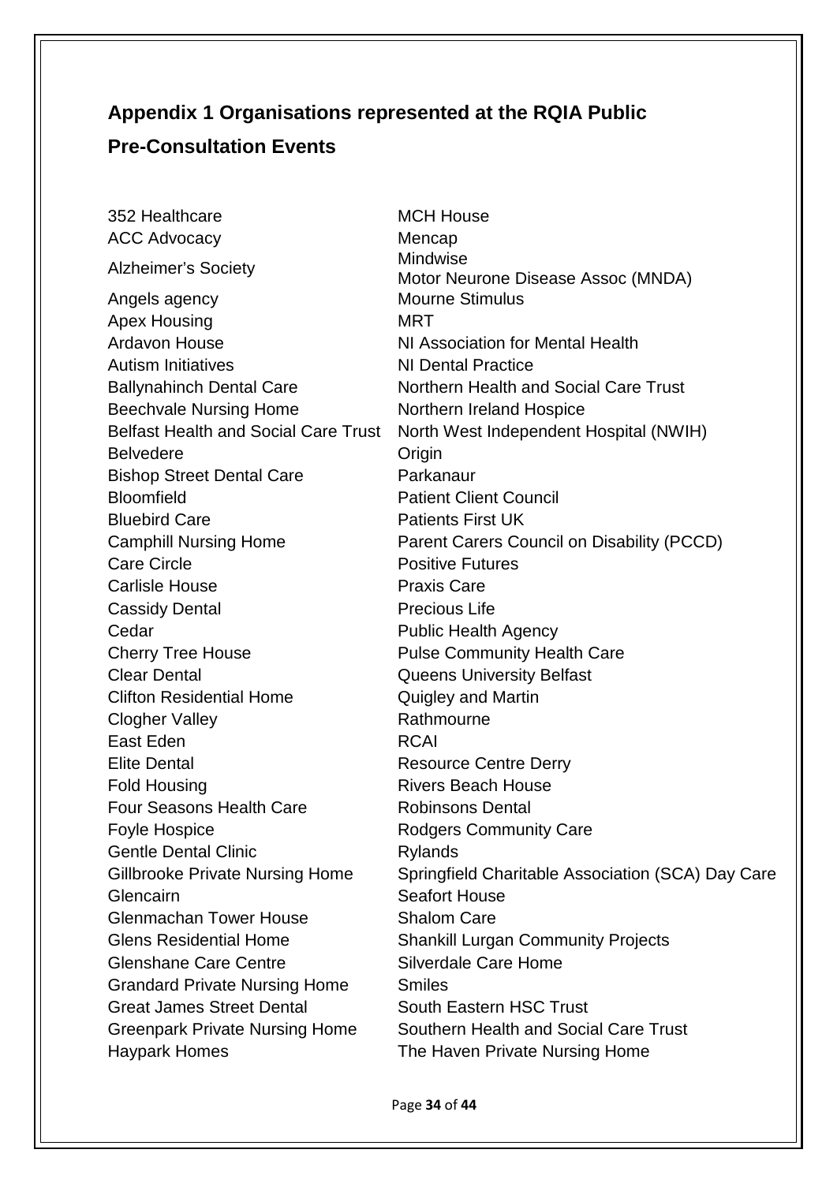## Appendix 1 Organisations represented at the RQIA Public Pre-Consultation Events

352 Healthcare
ACC Advocacy
Alzheimer's Society
Angels agency
Apex Housing
Ardavon House
Autism Initiatives
Ballynahinch Dental Care
Beechvale Nursing Home
Belfast Health and Social Care Trust
Belvedere
Bishop Street Dental Care
Bloomfield
Bluebird Care
Camphill Nursing Home
Care Circle
Carlisle House
Cassidy Dental
Cedar
Cherry Tree House
Clear Dental
Clifton Residential Home
Clogher Valley
East Eden
Elite Dental
Fold Housing
Four Seasons Health Care
Foyle Hospice
Gentle Dental Clinic
Gillbrooke Private Nursing Home
Glencairn
Glenmachan Tower House
Glens Residential Home
Glenshane Care Centre
Grandard Private Nursing Home
Great James Street Dental
Greenpark Private Nursing Home
Haypark Homes
MCH House
Mencap
Mindwise
Motor Neurone Disease Assoc (MNDA)
Mourne Stimulus
MRT
NI Association for Mental Health
NI Dental Practice
Northern Health and Social Care Trust
Northern Ireland Hospice
North West Independent Hospital (NWIH)
Origin
Parkanaur
Patient Client Council
Patients First UK
Parent Carers Council on Disability (PCCD)
Positive Futures
Praxis Care
Precious Life
Public Health Agency
Pulse Community Health Care
Queens University Belfast
Quigley and Martin
Rathmourne
RCAI
Resource Centre Derry
Rivers Beach House
Robinsons Dental
Rodgers Community Care
Rylands
Springfield Charitable Association (SCA) Day Care
Seafort House
Shalom Care
Shankill Lurgan Community Projects
Silverdale Care Home
Smiles
South Eastern HSC Trust
Southern Health and Social Care Trust
The Haven Private Nursing Home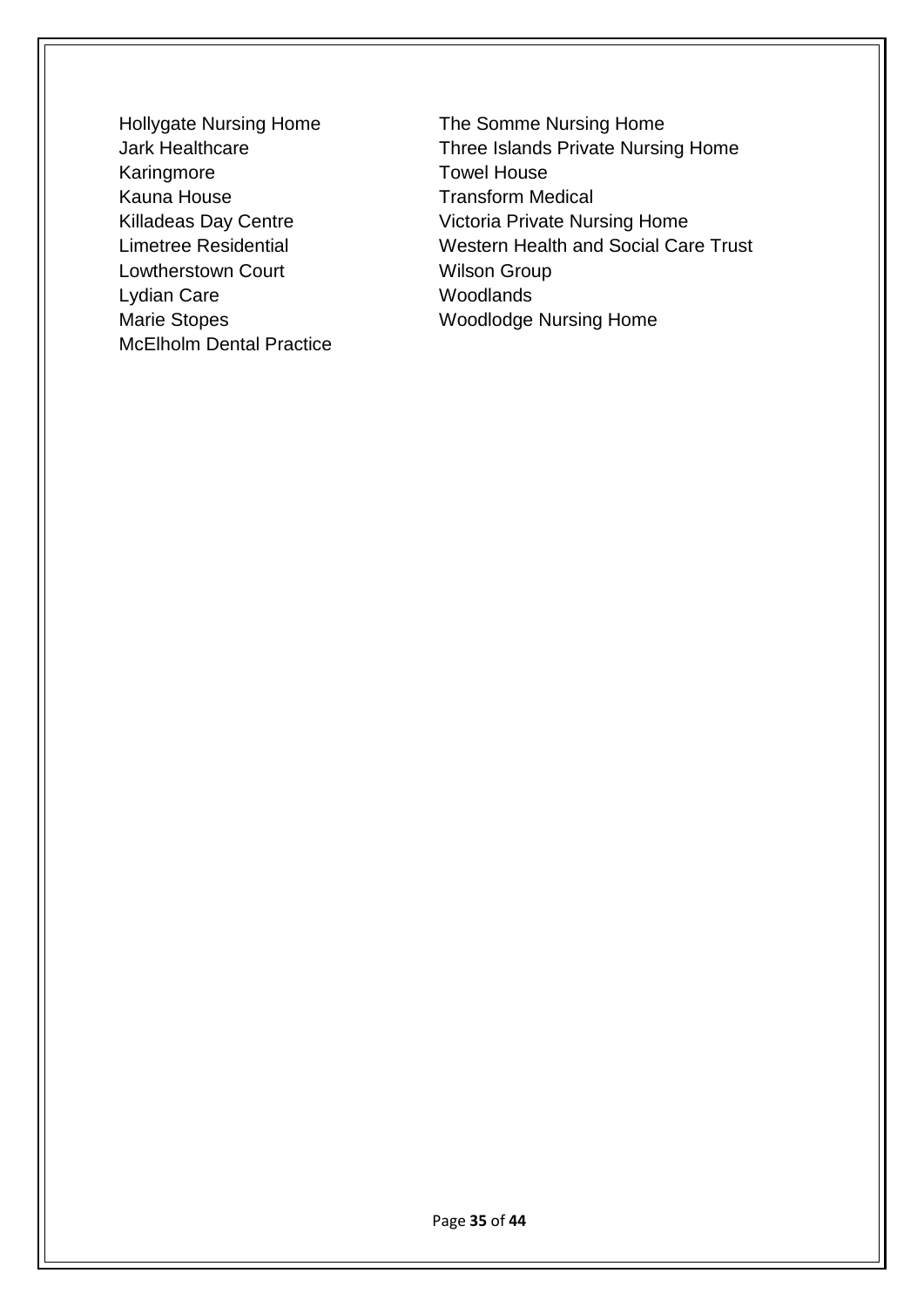Hollygate Nursing Home
Jark Healthcare
Karingmore
Kauna House
Killadeas Day Centre
Limetree Residential
Lowtherstown Court
Lydian Care
Marie Stopes
McElholm Dental Practice
The Somme Nursing Home
Three Islands Private Nursing Home
Towel House
Transform Medical
Victoria Private Nursing Home
Western Health and Social Care Trust
Wilson Group
Woodlands
Woodlodge Nursing Home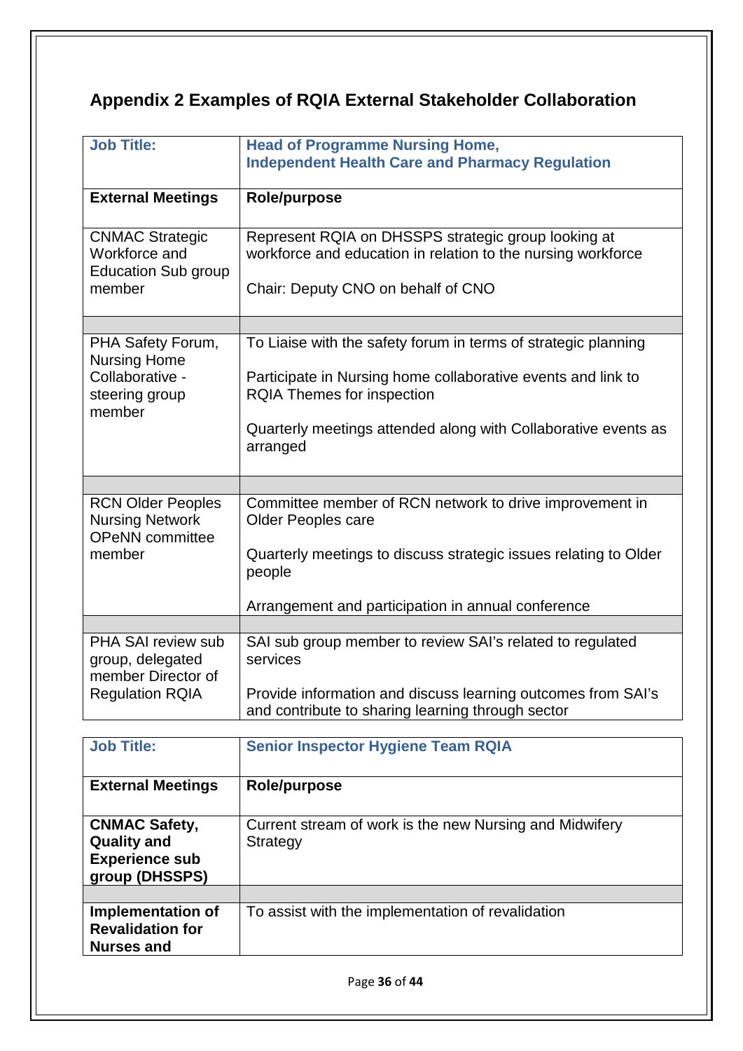## Appendix 2 Examples of RQIA External Stakeholder Collaboration

| **Job Title:** | **Head of Programme Nursing Home, Independent Health Care and Pharmacy Regulation** |
|---|---|
| **External Meetings** | **Role/purpose** |
| CNMAC Strategic Workforce and Education Sub group member | Represent RQIA on DHSSPS strategic group looking at workforce and education in relation to the nursing workforce<br><br>Chair: Deputy CNO on behalf of CNO |
| | |
| PHA Safety Forum, Nursing Home Collaborative - steering group member | To Liaise with the safety forum in terms of strategic planning<br><br>Participate in Nursing home collaborative events and link to RQIA Themes for inspection<br><br>Quarterly meetings attended along with Collaborative events as arranged |
| | |
| RCN Older Peoples Nursing Network OPeNN committee member | Committee member of RCN network to drive improvement in Older Peoples care<br><br>Quarterly meetings to discuss strategic issues relating to Older people<br><br>Arrangement and participation in annual conference |
| | |
| PHA SAI review sub group, delegated member Director of Regulation RQIA | SAI sub group member to review SAI's related to regulated services<br><br>Provide information and discuss learning outcomes from SAI's and contribute to sharing learning through sector |

| **Job Title:** | **Senior Inspector Hygiene Team RQIA** |
|---|---|
| **External Meetings** | **Role/purpose** |
| **CNMAC Safety, Quality and Experience sub group (DHSSPS)** | Current stream of work is the new Nursing and Midwifery Strategy |
| | |
| **Implementation of Revalidation for Nurses and** | To assist with the implementation of revalidation |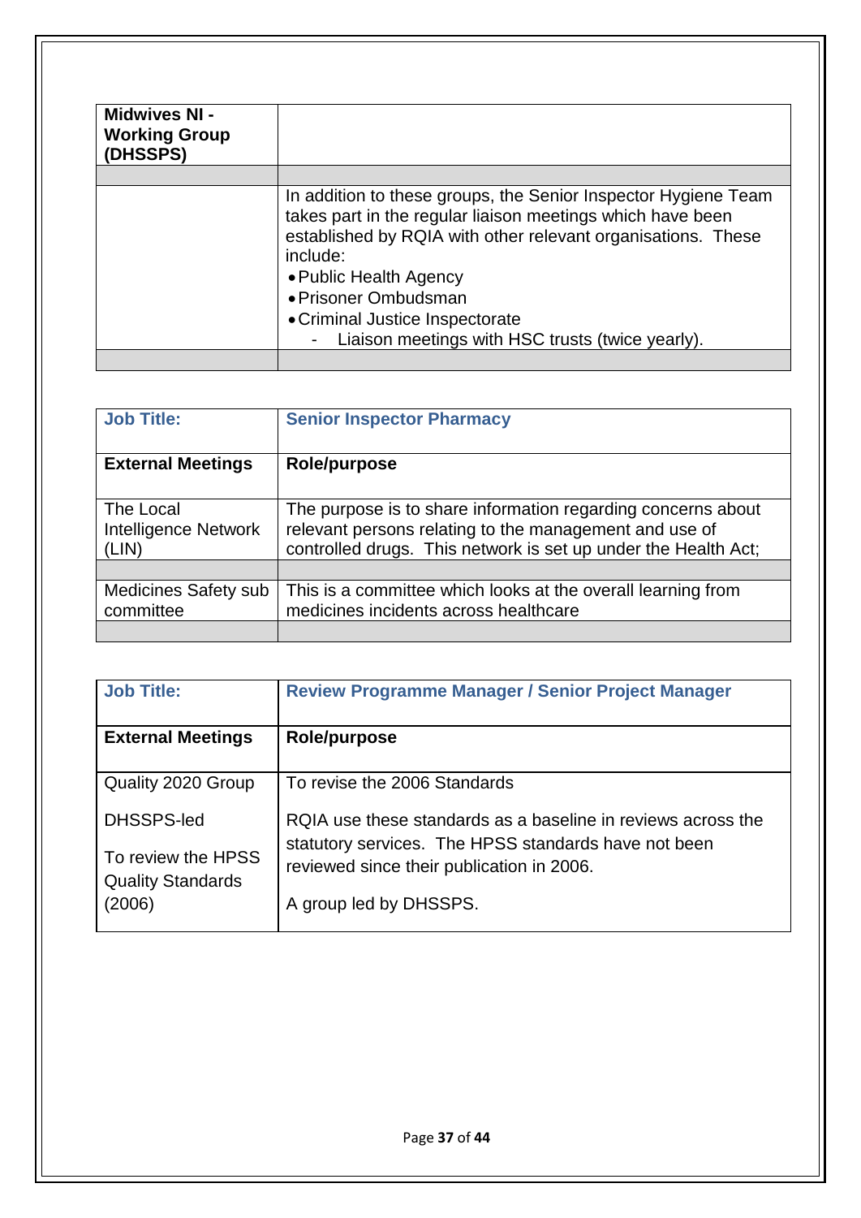| **Midwives NI - Working Group (DHSSPS)** | |
|---|---|
| | |
| | In addition to these groups, the Senior Inspector Hygiene Team takes part in the regular liaison meetings which have been established by RQIA with other relevant organisations. These include:<br>• Public Health Agency<br>• Prisoner Ombudsman<br>• Criminal Justice Inspectorate<br>- Liaison meetings with HSC trusts (twice yearly). |
| | |

| **Job Title:** | **Senior Inspector Pharmacy** |
|---|---|
| **External Meetings** | **Role/purpose** |
| The Local Intelligence Network (LIN) | The purpose is to share information regarding concerns about relevant persons relating to the management and use of controlled drugs. This network is set up under the Health Act; |
| | |
| Medicines Safety sub committee | This is a committee which looks at the overall learning from medicines incidents across healthcare |
| | |

| **Job Title:** | **Review Programme Manager / Senior Project Manager** |
|---|---|
| **External Meetings** | **Role/purpose** |
| Quality 2020 Group<br><br>DHSSPS-led<br><br>To review the HPSS Quality Standards (2006) | To revise the 2006 Standards<br><br>RQIA use these standards as a baseline in reviews across the statutory services. The HPSS standards have not been reviewed since their publication in 2006.<br><br>A group led by DHSSPS. |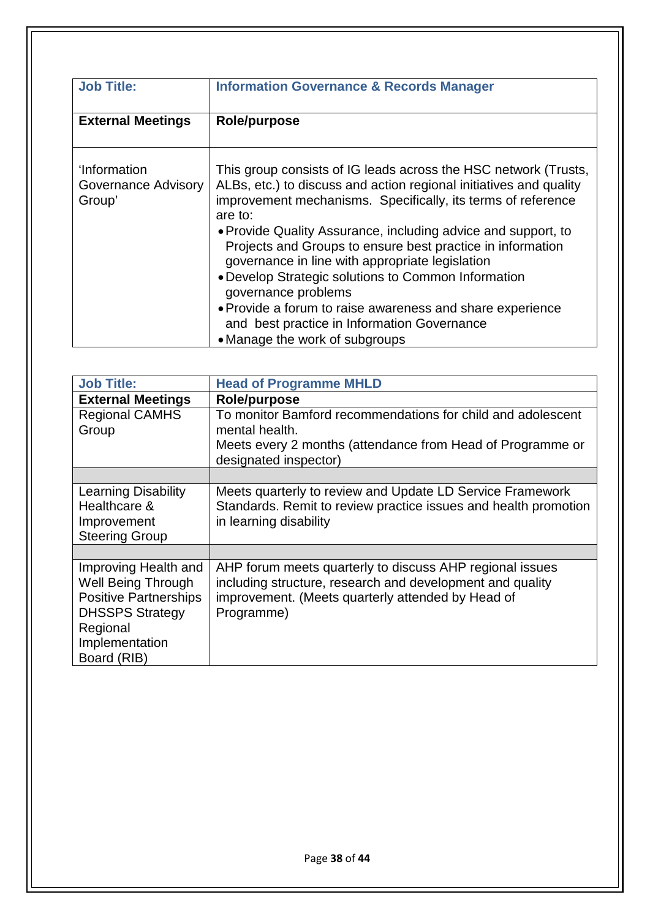| **Job Title:** | **Information Governance & Records Manager** |
| --- | --- |
| **External Meetings** | **Role/purpose** |
| 'Information Governance Advisory Group' | This group consists of IG leads across the HSC network (Trusts, ALBs, etc.) to discuss and action regional initiatives and quality improvement mechanisms. Specifically, its terms of reference are to:<br>• Provide Quality Assurance, including advice and support, to Projects and Groups to ensure best practice in information governance in line with appropriate legislation<br>• Develop Strategic solutions to Common Information governance problems<br>• Provide a forum to raise awareness and share experience and best practice in Information Governance<br>• Manage the work of subgroups |

| **Job Title:** | **Head of Programme MHLD** |
| --- | --- |
| **External Meetings** | **Role/purpose** |
| Regional CAMHS Group | To monitor Bamford recommendations for child and adolescent mental health.<br>Meets every 2 months (attendance from Head of Programme or designated inspector) |
| | |
| Learning Disability Healthcare & Improvement Steering Group | Meets quarterly to review and Update LD Service Framework Standards. Remit to review practice issues and health promotion in learning disability |
| | |
| Improving Health and Well Being Through Positive Partnerships DHSSPS Strategy Regional Implementation Board (RIB) | AHP forum meets quarterly to discuss AHP regional issues including structure, research and development and quality improvement. (Meets quarterly attended by Head of Programme) |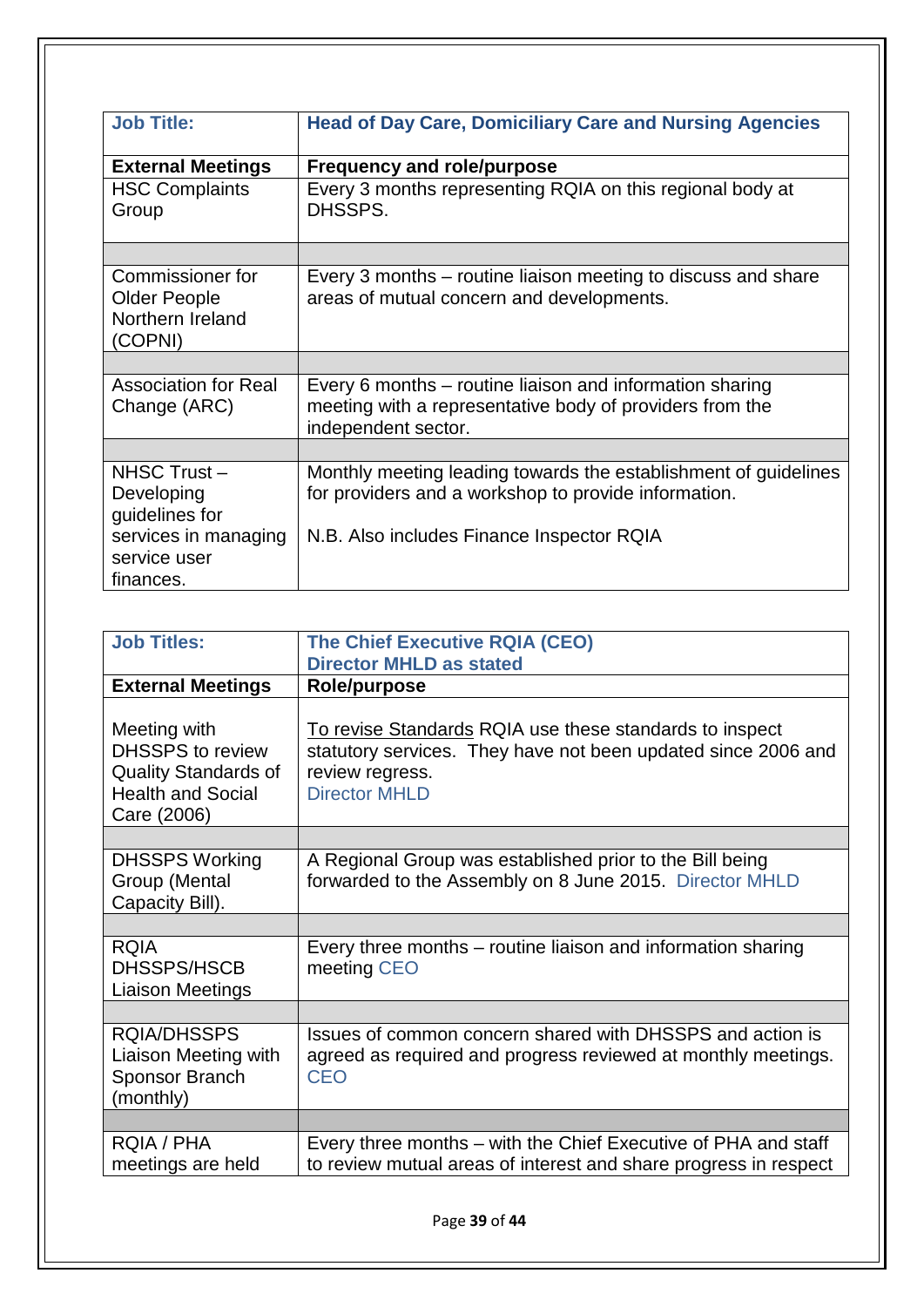| **Job Title:** | **Head of Day Care, Domiciliary Care and Nursing Agencies** |
|---|---|
| **External Meetings** | **Frequency and role/purpose** |
| HSC Complaints Group | Every 3 months representing RQIA on this regional body at DHSSPS. |
| | |
| Commissioner for Older People Northern Ireland (COPNI) | Every 3 months – routine liaison meeting to discuss and share areas of mutual concern and developments. |
| | |
| Association for Real Change (ARC) | Every 6 months – routine liaison and information sharing meeting with a representative body of providers from the independent sector. |
| | |
| NHSC Trust – Developing guidelines for services in managing service user finances. | Monthly meeting leading towards the establishment of guidelines for providers and a workshop to provide information.<br><br>N.B. Also includes Finance Inspector RQIA |

| **Job Titles:** | **The Chief Executive RQIA (CEO)**<br>**Director MHLD as stated** |
|---|---|
| **External Meetings** | **Role/purpose** |
| Meeting with DHSSPS to review Quality Standards of Health and Social Care (2006) | To revise Standards RQIA use these standards to inspect statutory services. They have not been updated since 2006 and review regress.<br>Director MHLD |
| | |
| DHSSPS Working Group (Mental Capacity Bill). | A Regional Group was established prior to the Bill being forwarded to the Assembly on 8 June 2015. Director MHLD |
| | |
| RQIA DHSSPS/HSCB Liaison Meetings | Every three months – routine liaison and information sharing meeting CEO |
| | |
| RQIA/DHSSPS Liaison Meeting with Sponsor Branch (monthly) | Issues of common concern shared with DHSSPS and action is agreed as required and progress reviewed at monthly meetings. CEO |
| | |
| RQIA / PHA meetings are held | Every three months – with the Chief Executive of PHA and staff to review mutual areas of interest and share progress in respect |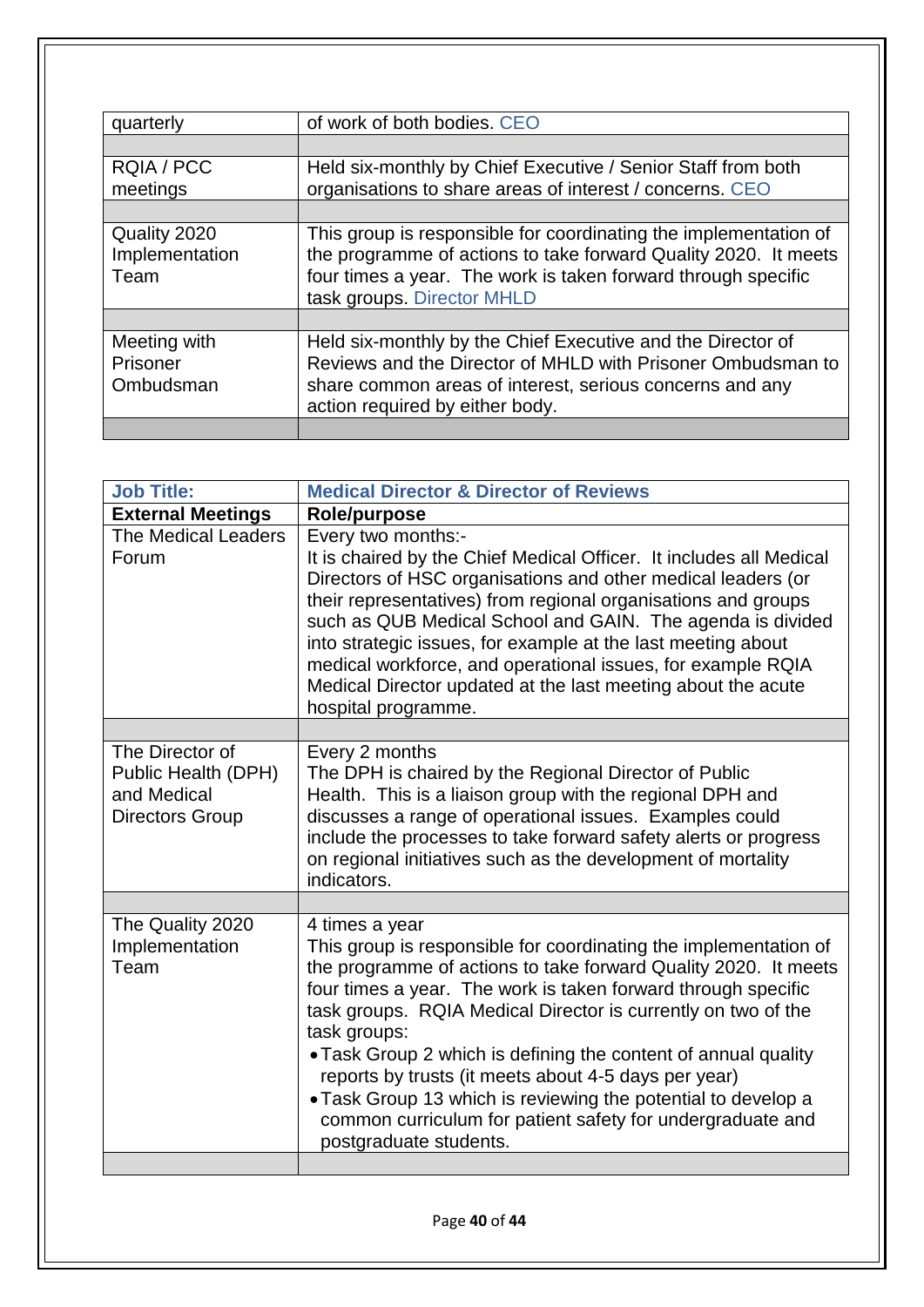| quarterly | of work of both bodies. CEO |
|---|---|
| | |
| RQIA / PCC meetings | Held six-monthly by Chief Executive / Senior Staff from both organisations to share areas of interest / concerns. CEO |
| | |
| Quality 2020 Implementation Team | This group is responsible for coordinating the implementation of the programme of actions to take forward Quality 2020. It meets four times a year. The work is taken forward through specific task groups. Director MHLD |
| | |
| Meeting with Prisoner Ombudsman | Held six-monthly by the Chief Executive and the Director of Reviews and the Director of MHLD with Prisoner Ombudsman to share common areas of interest, serious concerns and any action required by either body. |
| | |

| **Job Title:** | **Medical Director & Director of Reviews** |
|---|---|
| **External Meetings** | **Role/purpose** |
| The Medical Leaders Forum | Every two months:-<br>It is chaired by the Chief Medical Officer. It includes all Medical Directors of HSC organisations and other medical leaders (or their representatives) from regional organisations and groups such as QUB Medical School and GAIN. The agenda is divided into strategic issues, for example at the last meeting about medical workforce, and operational issues, for example RQIA Medical Director updated at the last meeting about the acute hospital programme. |
| | |
| The Director of Public Health (DPH) and Medical Directors Group | Every 2 months<br>The DPH is chaired by the Regional Director of Public Health. This is a liaison group with the regional DPH and discusses a range of operational issues. Examples could include the processes to take forward safety alerts or progress on regional initiatives such as the development of mortality indicators. |
| | |
| The Quality 2020 Implementation Team | 4 times a year<br>This group is responsible for coordinating the implementation of the programme of actions to take forward Quality 2020. It meets four times a year. The work is taken forward through specific task groups. RQIA Medical Director is currently on two of the task groups:<br>• Task Group 2 which is defining the content of annual quality reports by trusts (it meets about 4-5 days per year)<br>• Task Group 13 which is reviewing the potential to develop a common curriculum for patient safety for undergraduate and postgraduate students. |
| | |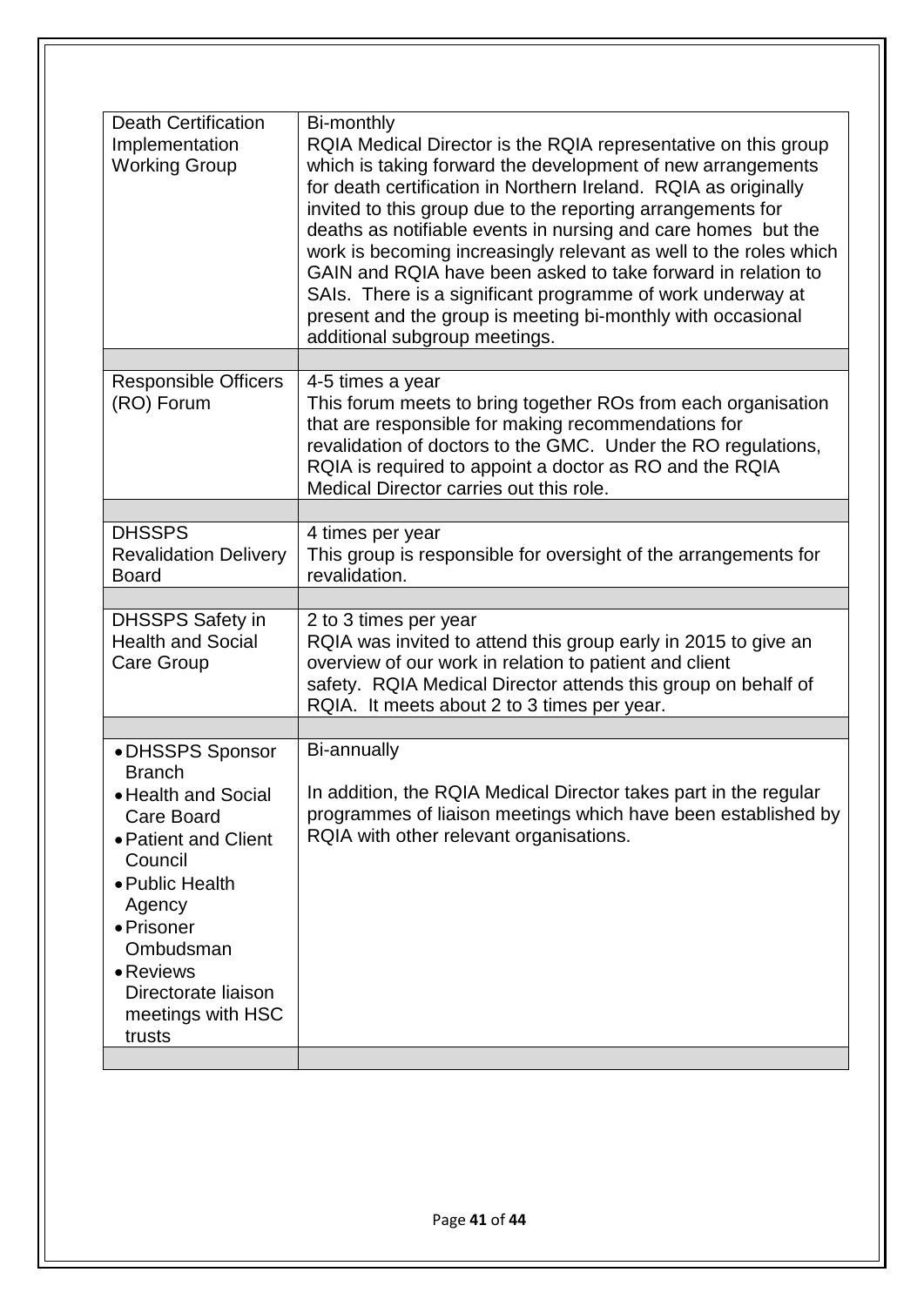| | |
|---|---|
| Death Certification Implementation Working Group | Bi-monthly<br>RQIA Medical Director is the RQIA representative on this group which is taking forward the development of new arrangements for death certification in Northern Ireland. RQIA as originally invited to this group due to the reporting arrangements for deaths as notifiable events in nursing and care homes but the work is becoming increasingly relevant as well to the roles which GAIN and RQIA have been asked to take forward in relation to SAIs. There is a significant programme of work underway at present and the group is meeting bi-monthly with occasional additional subgroup meetings. |
| | |
| Responsible Officers (RO) Forum | 4-5 times a year<br>This forum meets to bring together ROs from each organisation that are responsible for making recommendations for revalidation of doctors to the GMC. Under the RO regulations, RQIA is required to appoint a doctor as RO and the RQIA Medical Director carries out this role. |
| | |
| DHSSPS Revalidation Delivery Board | 4 times per year<br>This group is responsible for oversight of the arrangements for revalidation. |
| | |
| DHSSPS Safety in Health and Social Care Group | 2 to 3 times per year<br>RQIA was invited to attend this group early in 2015 to give an overview of our work in relation to patient and client safety. RQIA Medical Director attends this group on behalf of RQIA. It meets about 2 to 3 times per year. |
| | |
| • DHSSPS Sponsor Branch<br>• Health and Social Care Board<br>• Patient and Client Council<br>• Public Health Agency<br>• Prisoner Ombudsman<br>• Reviews Directorate liaison meetings with HSC trusts | Bi-annually<br><br>In addition, the RQIA Medical Director takes part in the regular programmes of liaison meetings which have been established by RQIA with other relevant organisations. |
| | |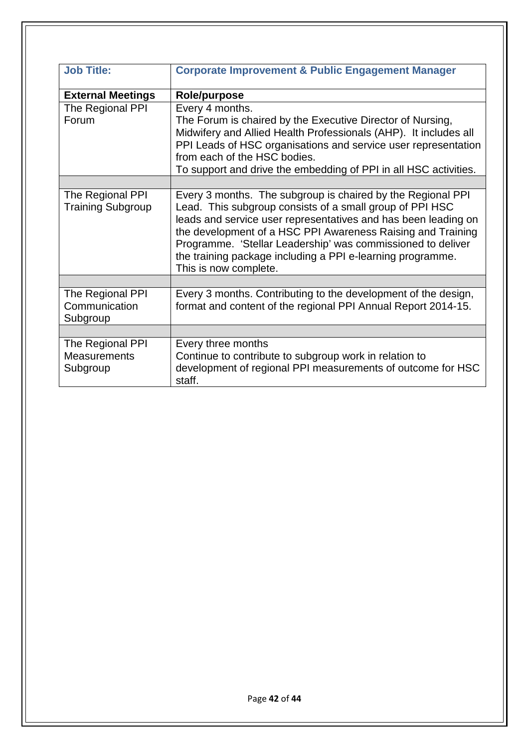| Job Title: | Corporate Improvement & Public Engagement Manager |
| --- | --- |
| **External Meetings** | **Role/purpose** |
| The Regional PPI Forum | Every 4 months.<br>The Forum is chaired by the Executive Director of Nursing, Midwifery and Allied Health Professionals (AHP). It includes all PPI Leads of HSC organisations and service user representation from each of the HSC bodies.<br>To support and drive the embedding of PPI in all HSC activities. |
| | |
| The Regional PPI Training Subgroup | Every 3 months. The subgroup is chaired by the Regional PPI Lead. This subgroup consists of a small group of PPI HSC leads and service user representatives and has been leading on the development of a HSC PPI Awareness Raising and Training Programme. 'Stellar Leadership' was commissioned to deliver the training package including a PPI e-learning programme. This is now complete. |
| | |
| The Regional PPI Communication Subgroup | Every 3 months. Contributing to the development of the design, format and content of the regional PPI Annual Report 2014-15. |
| | |
| The Regional PPI Measurements Subgroup | Every three months<br>Continue to contribute to subgroup work in relation to development of regional PPI measurements of outcome for HSC staff. |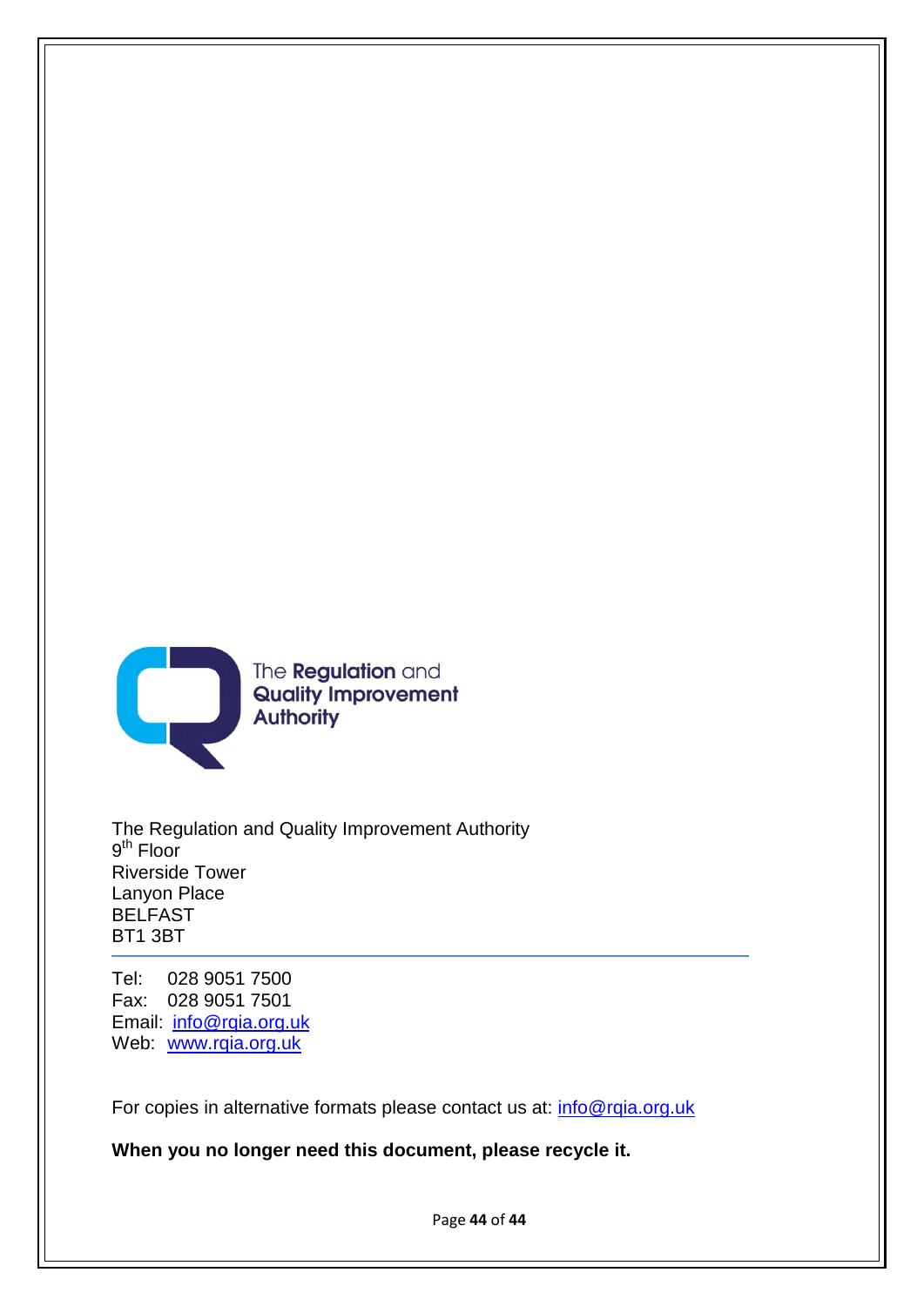The Regulation and Quality Improvement Authority

The Regulation and Quality Improvement Authority
9th Floor
Riverside Tower
Lanyon Place
BELFAST
BT1 3BT

Tel: 028 9051 7500
Fax: 028 9051 7501
Email: info@rqia.org.uk
Web: www.rqia.org.uk

For copies in alternative formats please contact us at: info@rqia.org.uk

**When you no longer need this document, please recycle it.**